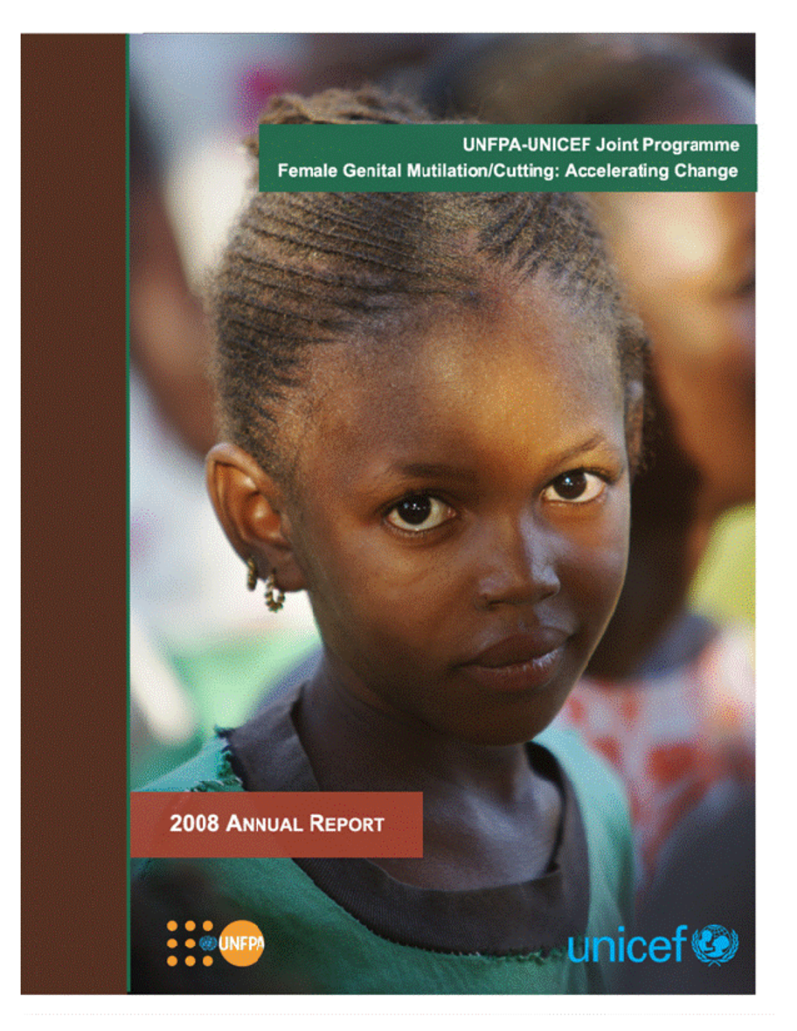# UNFPA-UNICEF Joint Programme
# Female Genital Mutilation/Cutting: Accelerating Change

## 2008 Annual Report

UNFPA

unicef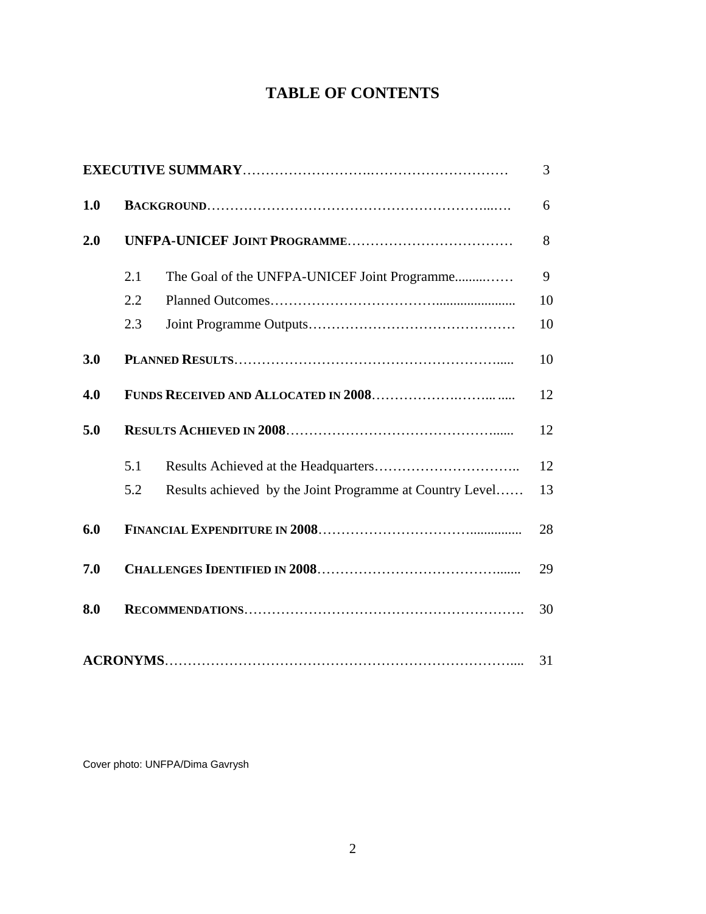# TABLE OF CONTENTS

| | | | |
|---|---|---|---|
| **EXECUTIVE SUMMARY** | | | 3 |
| **1.0** | **BACKGROUND** | | 6 |
| **2.0** | **UNFPA-UNICEF JOINT PROGRAMME** | | 8 |
| | 2.1 | The Goal of the UNFPA-UNICEF Joint Programme | 9 |
| | 2.2 | Planned Outcomes | 10 |
| | 2.3 | Joint Programme Outputs | 10 |
| **3.0** | **PLANNED RESULTS** | | 10 |
| **4.0** | **FUNDS RECEIVED AND ALLOCATED IN 2008** | | 12 |
| **5.0** | **RESULTS ACHIEVED IN 2008** | | 12 |
| | 5.1 | Results Achieved at the Headquarters | 12 |
| | 5.2 | Results achieved by the Joint Programme at Country Level | 13 |
| **6.0** | **FINANCIAL EXPENDITURE IN 2008** | | 28 |
| **7.0** | **CHALLENGES IDENTIFIED IN 2008** | | 29 |
| **8.0** | **RECOMMENDATIONS** | | 30 |
| **ACRONYMS** | | | 31 |

Cover photo: UNFPA/Dima Gavrysh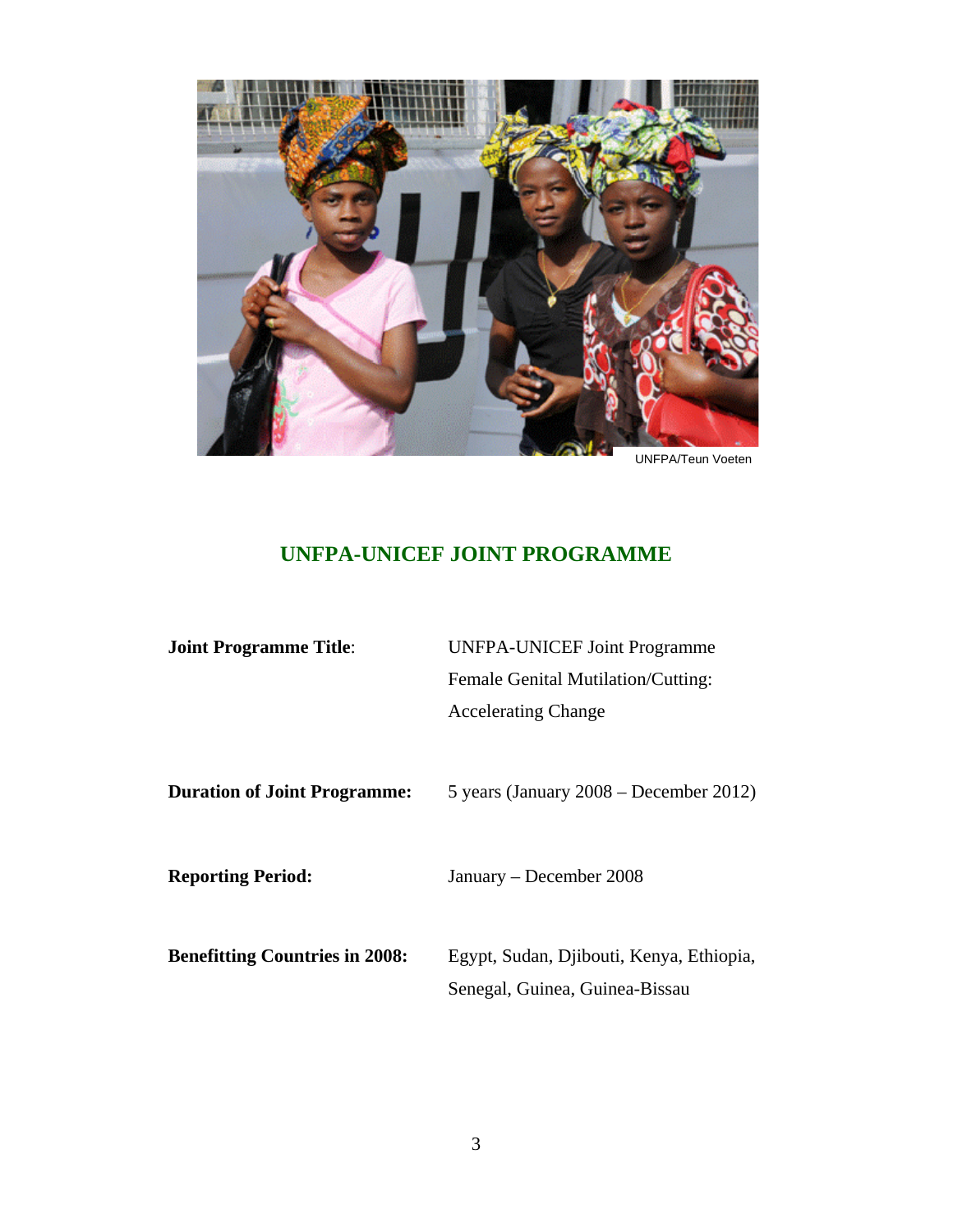UNFPA/Teun Voeten

## UNFPA-UNICEF JOINT PROGRAMME

**Joint Programme Title**: UNFPA-UNICEF Joint Programme Female Genital Mutilation/Cutting: Accelerating Change

**Duration of Joint Programme:** 5 years (January 2008 – December 2012)

**Reporting Period:** January – December 2008

**Benefitting Countries in 2008:** Egypt, Sudan, Djibouti, Kenya, Ethiopia, Senegal, Guinea, Guinea-Bissau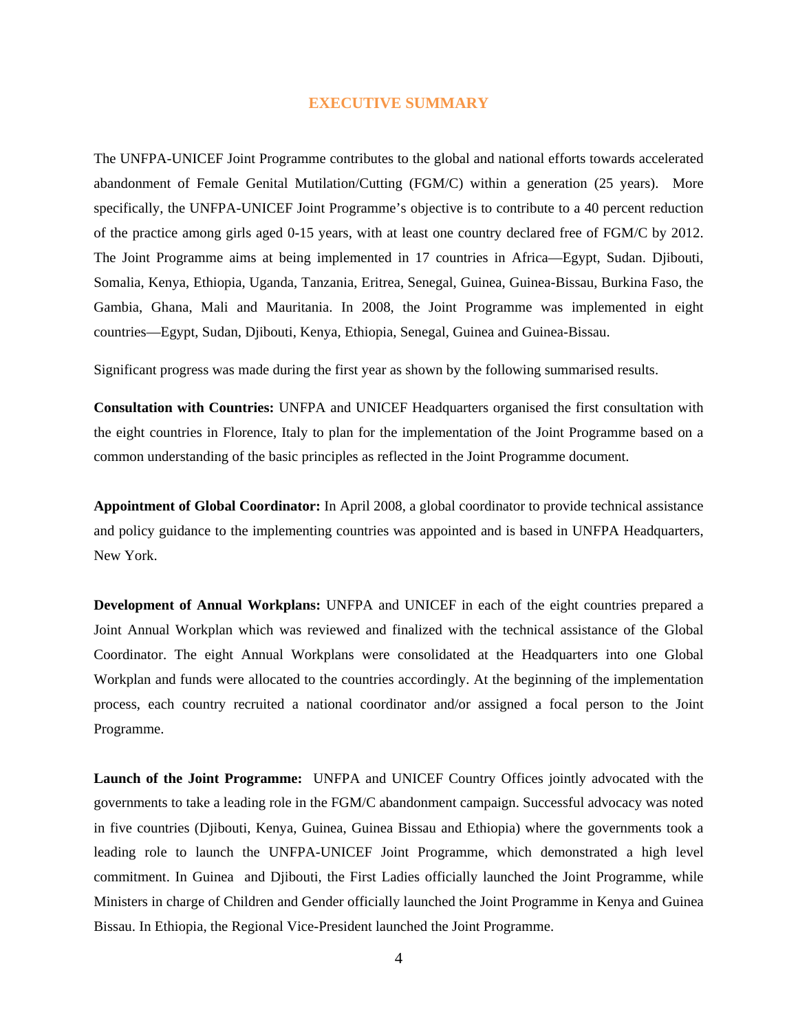# EXECUTIVE SUMMARY

The UNFPA-UNICEF Joint Programme contributes to the global and national efforts towards accelerated abandonment of Female Genital Mutilation/Cutting (FGM/C) within a generation (25 years). More specifically, the UNFPA-UNICEF Joint Programme's objective is to contribute to a 40 percent reduction of the practice among girls aged 0-15 years, with at least one country declared free of FGM/C by 2012. The Joint Programme aims at being implemented in 17 countries in Africa—Egypt, Sudan. Djibouti, Somalia, Kenya, Ethiopia, Uganda, Tanzania, Eritrea, Senegal, Guinea, Guinea-Bissau, Burkina Faso, the Gambia, Ghana, Mali and Mauritania. In 2008, the Joint Programme was implemented in eight countries—Egypt, Sudan, Djibouti, Kenya, Ethiopia, Senegal, Guinea and Guinea-Bissau.

Significant progress was made during the first year as shown by the following summarised results.

**Consultation with Countries:** UNFPA and UNICEF Headquarters organised the first consultation with the eight countries in Florence, Italy to plan for the implementation of the Joint Programme based on a common understanding of the basic principles as reflected in the Joint Programme document.

**Appointment of Global Coordinator:** In April 2008, a global coordinator to provide technical assistance and policy guidance to the implementing countries was appointed and is based in UNFPA Headquarters, New York.

**Development of Annual Workplans:** UNFPA and UNICEF in each of the eight countries prepared a Joint Annual Workplan which was reviewed and finalized with the technical assistance of the Global Coordinator. The eight Annual Workplans were consolidated at the Headquarters into one Global Workplan and funds were allocated to the countries accordingly. At the beginning of the implementation process, each country recruited a national coordinator and/or assigned a focal person to the Joint Programme.

**Launch of the Joint Programme:** UNFPA and UNICEF Country Offices jointly advocated with the governments to take a leading role in the FGM/C abandonment campaign. Successful advocacy was noted in five countries (Djibouti, Kenya, Guinea, Guinea Bissau and Ethiopia) where the governments took a leading role to launch the UNFPA-UNICEF Joint Programme, which demonstrated a high level commitment. In Guinea and Djibouti, the First Ladies officially launched the Joint Programme, while Ministers in charge of Children and Gender officially launched the Joint Programme in Kenya and Guinea Bissau. In Ethiopia, the Regional Vice-President launched the Joint Programme.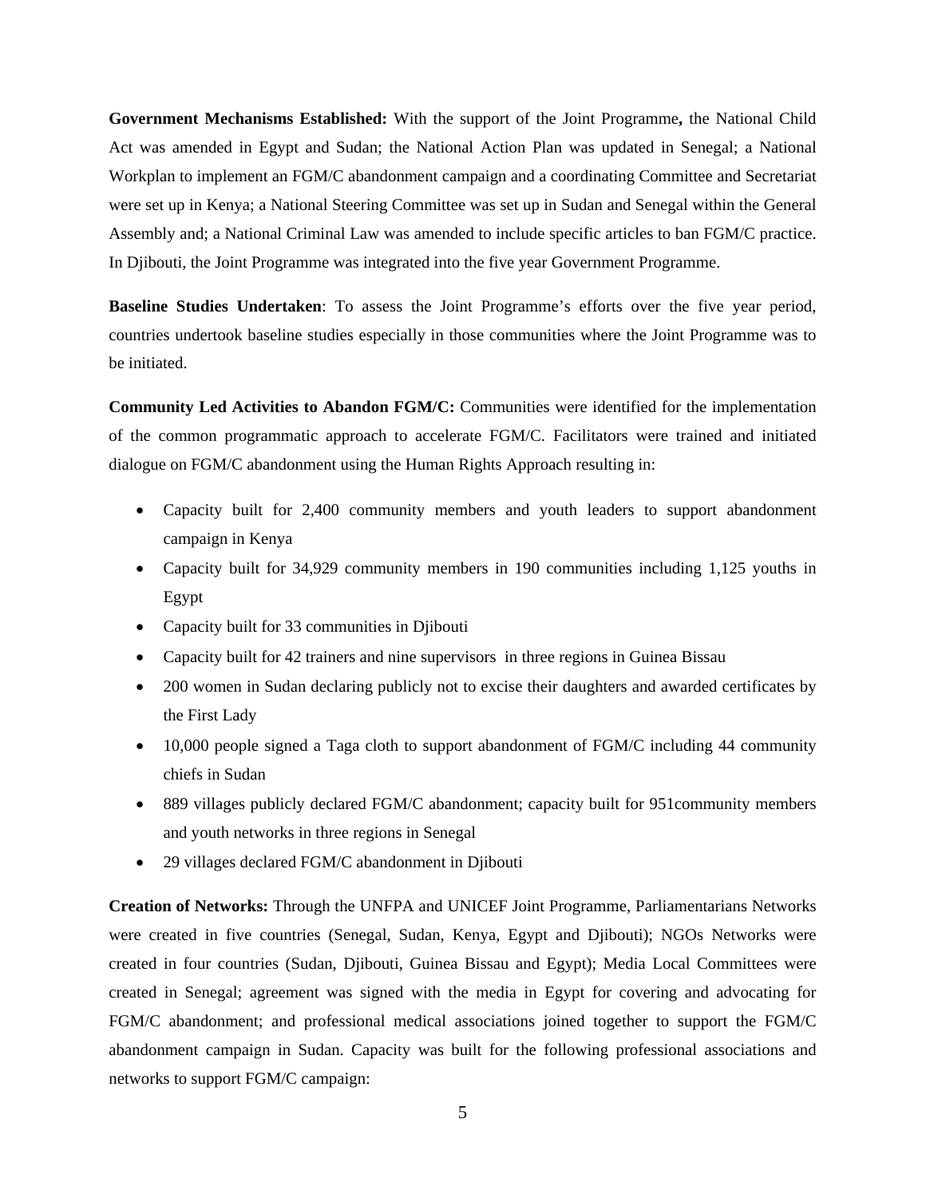**Government Mechanisms Established:** With the support of the Joint Programme**,** the National Child Act was amended in Egypt and Sudan; the National Action Plan was updated in Senegal; a National Workplan to implement an FGM/C abandonment campaign and a coordinating Committee and Secretariat were set up in Kenya; a National Steering Committee was set up in Sudan and Senegal within the General Assembly and; a National Criminal Law was amended to include specific articles to ban FGM/C practice. In Djibouti, the Joint Programme was integrated into the five year Government Programme.

**Baseline Studies Undertaken**: To assess the Joint Programme's efforts over the five year period, countries undertook baseline studies especially in those communities where the Joint Programme was to be initiated.

**Community Led Activities to Abandon FGM/C:** Communities were identified for the implementation of the common programmatic approach to accelerate FGM/C. Facilitators were trained and initiated dialogue on FGM/C abandonment using the Human Rights Approach resulting in:

- Capacity built for 2,400 community members and youth leaders to support abandonment campaign in Kenya
- Capacity built for 34,929 community members in 190 communities including 1,125 youths in Egypt
- Capacity built for 33 communities in Djibouti
- Capacity built for 42 trainers and nine supervisors in three regions in Guinea Bissau
- 200 women in Sudan declaring publicly not to excise their daughters and awarded certificates by the First Lady
- 10,000 people signed a Taga cloth to support abandonment of FGM/C including 44 community chiefs in Sudan
- 889 villages publicly declared FGM/C abandonment; capacity built for 951community members and youth networks in three regions in Senegal
- 29 villages declared FGM/C abandonment in Djibouti

**Creation of Networks:** Through the UNFPA and UNICEF Joint Programme, Parliamentarians Networks were created in five countries (Senegal, Sudan, Kenya, Egypt and Djibouti); NGOs Networks were created in four countries (Sudan, Djibouti, Guinea Bissau and Egypt); Media Local Committees were created in Senegal; agreement was signed with the media in Egypt for covering and advocating for FGM/C abandonment; and professional medical associations joined together to support the FGM/C abandonment campaign in Sudan. Capacity was built for the following professional associations and networks to support FGM/C campaign: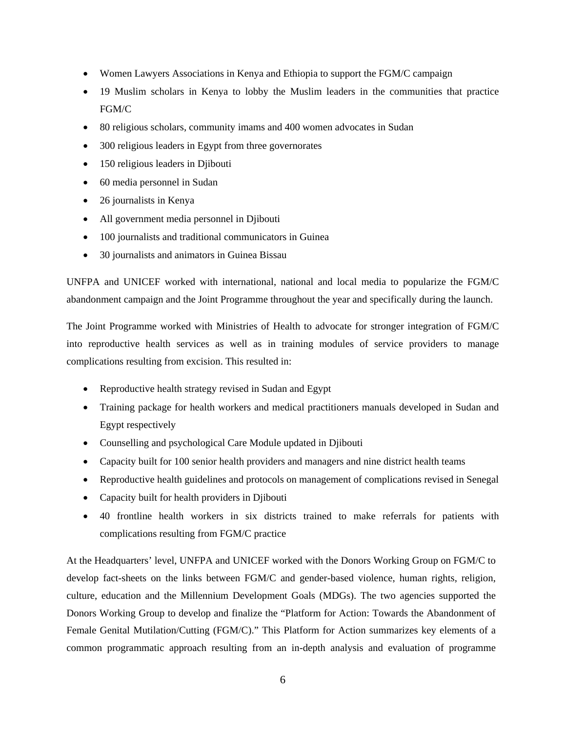- Women Lawyers Associations in Kenya and Ethiopia to support the FGM/C campaign
- 19 Muslim scholars in Kenya to lobby the Muslim leaders in the communities that practice FGM/C
- 80 religious scholars, community imams and 400 women advocates in Sudan
- 300 religious leaders in Egypt from three governorates
- 150 religious leaders in Djibouti
- 60 media personnel in Sudan
- 26 journalists in Kenya
- All government media personnel in Djibouti
- 100 journalists and traditional communicators in Guinea
- 30 journalists and animators in Guinea Bissau

UNFPA and UNICEF worked with international, national and local media to popularize the FGM/C abandonment campaign and the Joint Programme throughout the year and specifically during the launch.

The Joint Programme worked with Ministries of Health to advocate for stronger integration of FGM/C into reproductive health services as well as in training modules of service providers to manage complications resulting from excision. This resulted in:

- Reproductive health strategy revised in Sudan and Egypt
- Training package for health workers and medical practitioners manuals developed in Sudan and Egypt respectively
- Counselling and psychological Care Module updated in Djibouti
- Capacity built for 100 senior health providers and managers and nine district health teams
- Reproductive health guidelines and protocols on management of complications revised in Senegal
- Capacity built for health providers in Djibouti
- 40 frontline health workers in six districts trained to make referrals for patients with complications resulting from FGM/C practice

At the Headquarters' level, UNFPA and UNICEF worked with the Donors Working Group on FGM/C to develop fact-sheets on the links between FGM/C and gender-based violence, human rights, religion, culture, education and the Millennium Development Goals (MDGs). The two agencies supported the Donors Working Group to develop and finalize the "Platform for Action: Towards the Abandonment of Female Genital Mutilation/Cutting (FGM/C)." This Platform for Action summarizes key elements of a common programmatic approach resulting from an in-depth analysis and evaluation of programme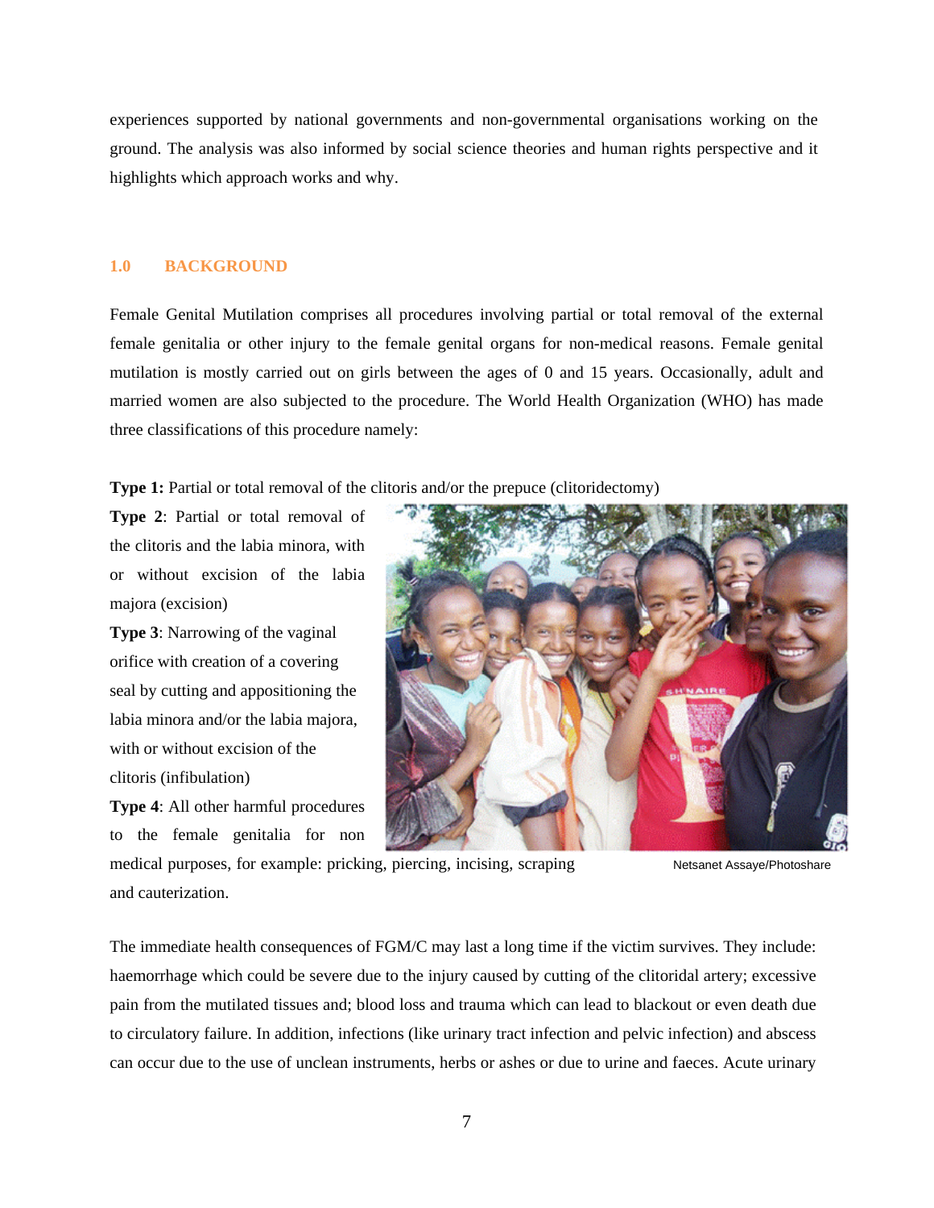experiences supported by national governments and non-governmental organisations working on the ground. The analysis was also informed by social science theories and human rights perspective and it highlights which approach works and why.

## 1.0 BACKGROUND

Female Genital Mutilation comprises all procedures involving partial or total removal of the external female genitalia or other injury to the female genital organs for non-medical reasons. Female genital mutilation is mostly carried out on girls between the ages of 0 and 15 years. Occasionally, adult and married women are also subjected to the procedure. The World Health Organization (WHO) has made three classifications of this procedure namely:

**Type 1:** Partial or total removal of the clitoris and/or the prepuce (clitoridectomy)

**Type 2**: Partial or total removal of the clitoris and the labia minora, with or without excision of the labia majora (excision)

**Type 3**: Narrowing of the vaginal orifice with creation of a covering seal by cutting and appositioning the labia minora and/or the labia majora, with or without excision of the clitoris (infibulation)

**Type 4**: All other harmful procedures to the female genitalia for non medical purposes, for example: pricking, piercing, incising, scraping and cauterization.

Netsanet Assaye/Photoshare

The immediate health consequences of FGM/C may last a long time if the victim survives. They include: haemorrhage which could be severe due to the injury caused by cutting of the clitoridal artery; excessive pain from the mutilated tissues and; blood loss and trauma which can lead to blackout or even death due to circulatory failure. In addition, infections (like urinary tract infection and pelvic infection) and abscess can occur due to the use of unclean instruments, herbs or ashes or due to urine and faeces. Acute urinary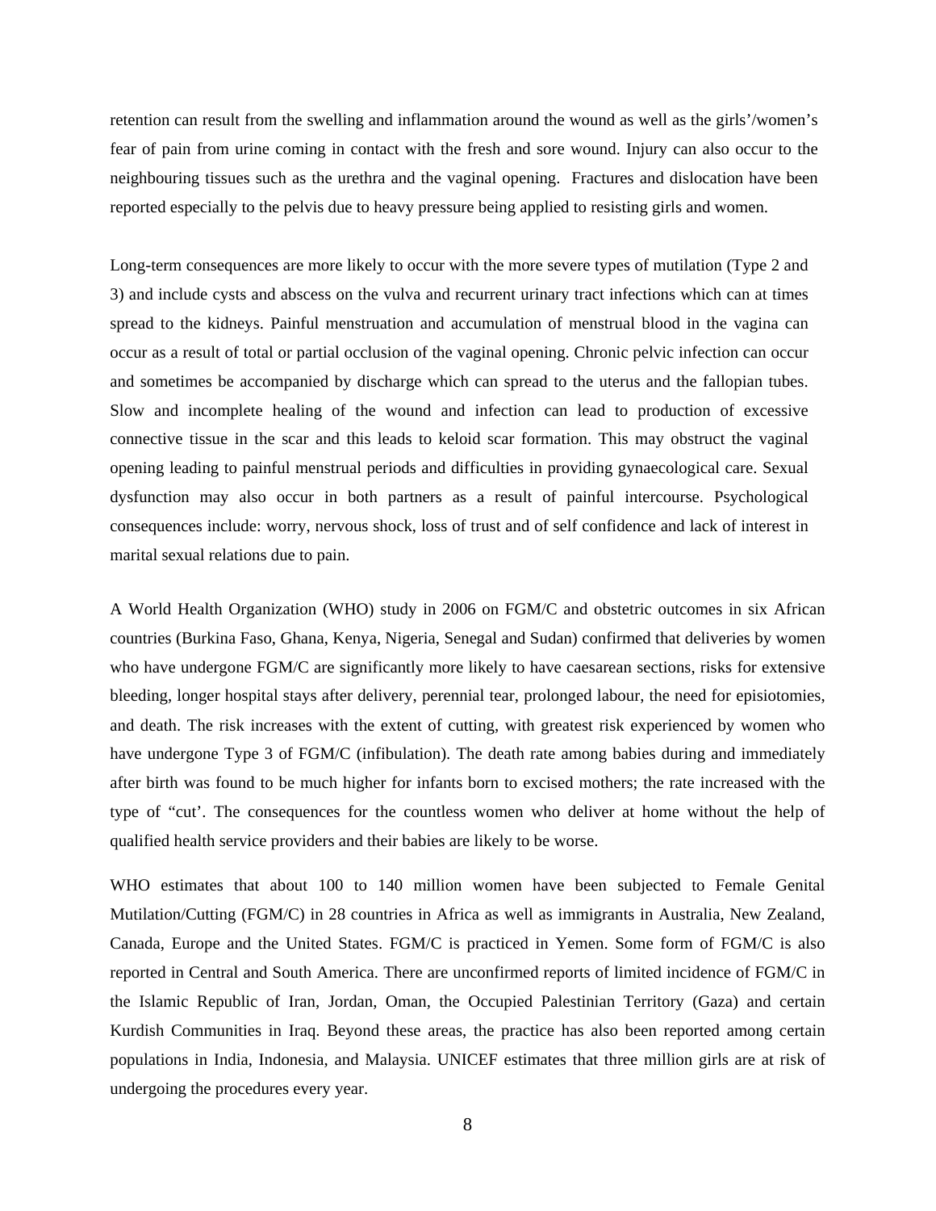retention can result from the swelling and inflammation around the wound as well as the girls'/women's fear of pain from urine coming in contact with the fresh and sore wound. Injury can also occur to the neighbouring tissues such as the urethra and the vaginal opening.  Fractures and dislocation have been reported especially to the pelvis due to heavy pressure being applied to resisting girls and women.

Long-term consequences are more likely to occur with the more severe types of mutilation (Type 2 and 3) and include cysts and abscess on the vulva and recurrent urinary tract infections which can at times spread to the kidneys. Painful menstruation and accumulation of menstrual blood in the vagina can occur as a result of total or partial occlusion of the vaginal opening. Chronic pelvic infection can occur and sometimes be accompanied by discharge which can spread to the uterus and the fallopian tubes. Slow and incomplete healing of the wound and infection can lead to production of excessive connective tissue in the scar and this leads to keloid scar formation. This may obstruct the vaginal opening leading to painful menstrual periods and difficulties in providing gynaecological care. Sexual dysfunction may also occur in both partners as a result of painful intercourse. Psychological consequences include: worry, nervous shock, loss of trust and of self confidence and lack of interest in marital sexual relations due to pain.

A World Health Organization (WHO) study in 2006 on FGM/C and obstetric outcomes in six African countries (Burkina Faso, Ghana, Kenya, Nigeria, Senegal and Sudan) confirmed that deliveries by women who have undergone FGM/C are significantly more likely to have caesarean sections, risks for extensive bleeding, longer hospital stays after delivery, perennial tear, prolonged labour, the need for episiotomies, and death. The risk increases with the extent of cutting, with greatest risk experienced by women who have undergone Type 3 of FGM/C (infibulation). The death rate among babies during and immediately after birth was found to be much higher for infants born to excised mothers; the rate increased with the type of "cut'. The consequences for the countless women who deliver at home without the help of qualified health service providers and their babies are likely to be worse.

WHO estimates that about 100 to 140 million women have been subjected to Female Genital Mutilation/Cutting (FGM/C) in 28 countries in Africa as well as immigrants in Australia, New Zealand, Canada, Europe and the United States. FGM/C is practiced in Yemen. Some form of FGM/C is also reported in Central and South America. There are unconfirmed reports of limited incidence of FGM/C in the Islamic Republic of Iran, Jordan, Oman, the Occupied Palestinian Territory (Gaza) and certain Kurdish Communities in Iraq. Beyond these areas, the practice has also been reported among certain populations in India, Indonesia, and Malaysia. UNICEF estimates that three million girls are at risk of undergoing the procedures every year.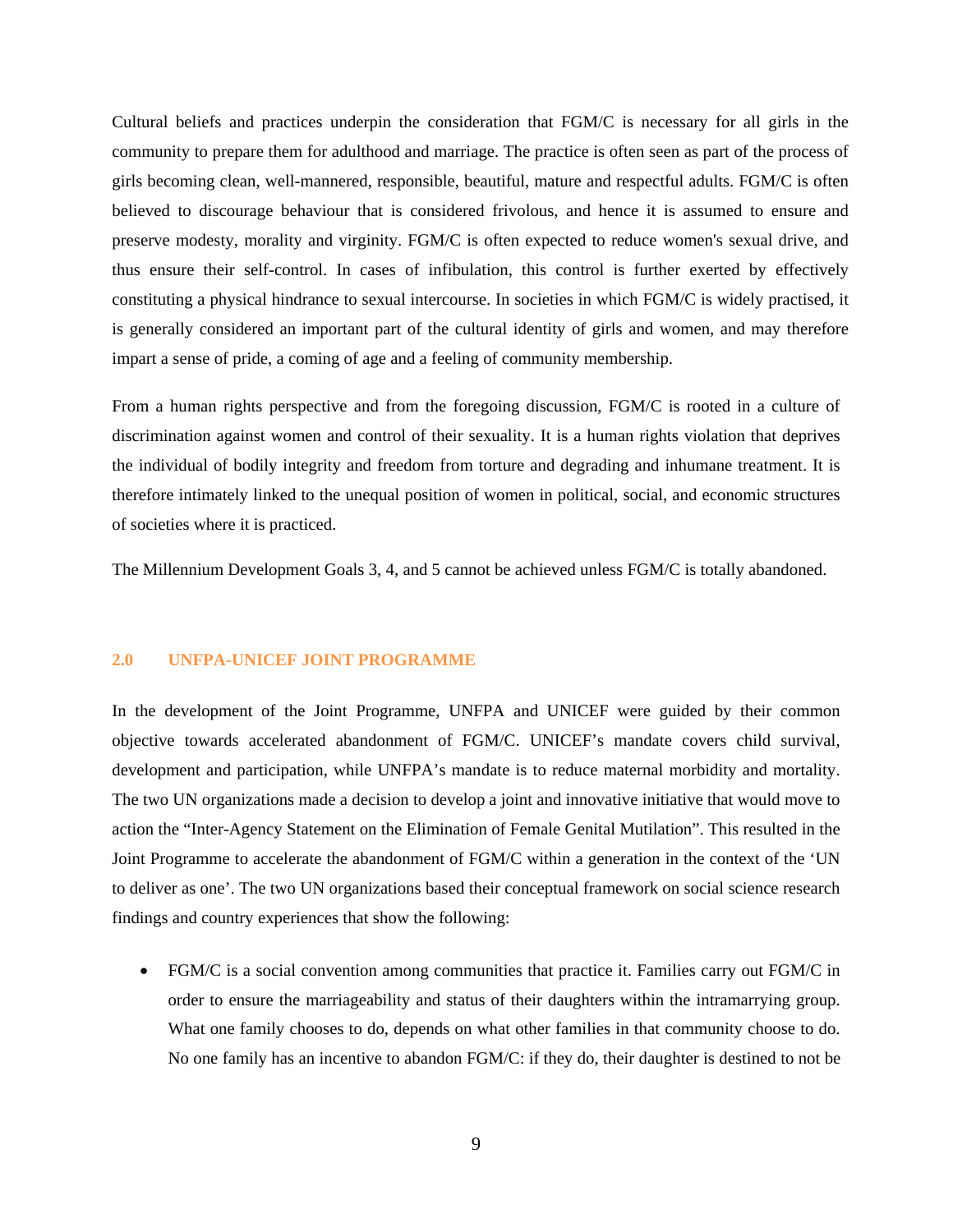Cultural beliefs and practices underpin the consideration that FGM/C is necessary for all girls in the community to prepare them for adulthood and marriage. The practice is often seen as part of the process of girls becoming clean, well-mannered, responsible, beautiful, mature and respectful adults. FGM/C is often believed to discourage behaviour that is considered frivolous, and hence it is assumed to ensure and preserve modesty, morality and virginity. FGM/C is often expected to reduce women's sexual drive, and thus ensure their self-control. In cases of infibulation, this control is further exerted by effectively constituting a physical hindrance to sexual intercourse. In societies in which FGM/C is widely practised, it is generally considered an important part of the cultural identity of girls and women, and may therefore impart a sense of pride, a coming of age and a feeling of community membership.

From a human rights perspective and from the foregoing discussion, FGM/C is rooted in a culture of discrimination against women and control of their sexuality. It is a human rights violation that deprives the individual of bodily integrity and freedom from torture and degrading and inhumane treatment. It is therefore intimately linked to the unequal position of women in political, social, and economic structures of societies where it is practiced.

The Millennium Development Goals 3, 4, and 5 cannot be achieved unless FGM/C is totally abandoned.

## 2.0 UNFPA-UNICEF JOINT PROGRAMME

In the development of the Joint Programme, UNFPA and UNICEF were guided by their common objective towards accelerated abandonment of FGM/C. UNICEF's mandate covers child survival, development and participation, while UNFPA's mandate is to reduce maternal morbidity and mortality. The two UN organizations made a decision to develop a joint and innovative initiative that would move to action the "Inter-Agency Statement on the Elimination of Female Genital Mutilation". This resulted in the Joint Programme to accelerate the abandonment of FGM/C within a generation in the context of the 'UN to deliver as one'. The two UN organizations based their conceptual framework on social science research findings and country experiences that show the following:

- FGM/C is a social convention among communities that practice it. Families carry out FGM/C in order to ensure the marriageability and status of their daughters within the intramarrying group. What one family chooses to do, depends on what other families in that community choose to do. No one family has an incentive to abandon FGM/C: if they do, their daughter is destined to not be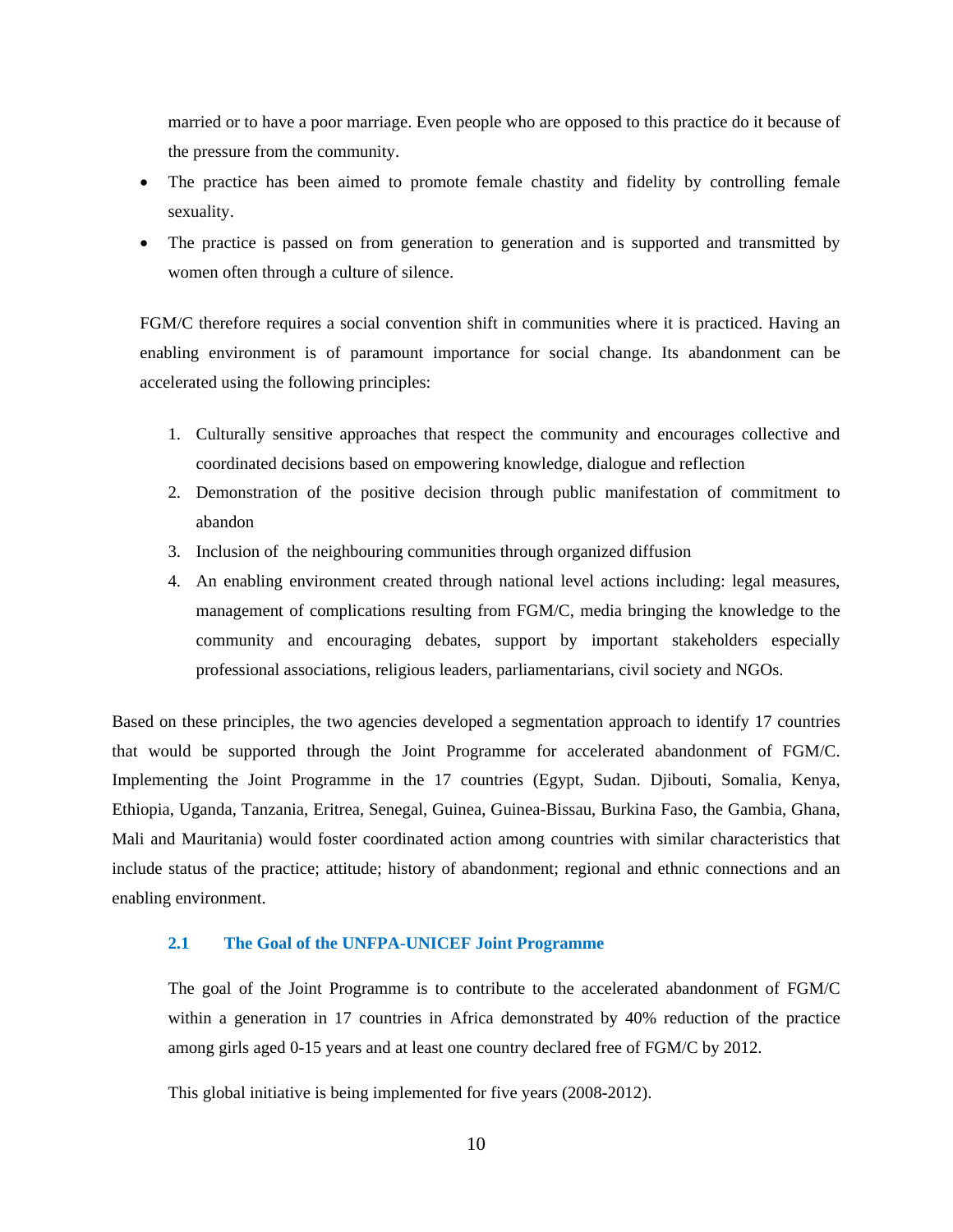married or to have a poor marriage. Even people who are opposed to this practice do it because of the pressure from the community.

- The practice has been aimed to promote female chastity and fidelity by controlling female sexuality.
- The practice is passed on from generation to generation and is supported and transmitted by women often through a culture of silence.

FGM/C therefore requires a social convention shift in communities where it is practiced. Having an enabling environment is of paramount importance for social change. Its abandonment can be accelerated using the following principles:

1. Culturally sensitive approaches that respect the community and encourages collective and coordinated decisions based on empowering knowledge, dialogue and reflection
2. Demonstration of the positive decision through public manifestation of commitment to abandon
3. Inclusion of the neighbouring communities through organized diffusion
4. An enabling environment created through national level actions including: legal measures, management of complications resulting from FGM/C, media bringing the knowledge to the community and encouraging debates, support by important stakeholders especially professional associations, religious leaders, parliamentarians, civil society and NGOs.

Based on these principles, the two agencies developed a segmentation approach to identify 17 countries that would be supported through the Joint Programme for accelerated abandonment of FGM/C. Implementing the Joint Programme in the 17 countries (Egypt, Sudan. Djibouti, Somalia, Kenya, Ethiopia, Uganda, Tanzania, Eritrea, Senegal, Guinea, Guinea-Bissau, Burkina Faso, the Gambia, Ghana, Mali and Mauritania) would foster coordinated action among countries with similar characteristics that include status of the practice; attitude; history of abandonment; regional and ethnic connections and an enabling environment.

### 2.1 The Goal of the UNFPA-UNICEF Joint Programme

The goal of the Joint Programme is to contribute to the accelerated abandonment of FGM/C within a generation in 17 countries in Africa demonstrated by 40% reduction of the practice among girls aged 0-15 years and at least one country declared free of FGM/C by 2012.

This global initiative is being implemented for five years (2008-2012).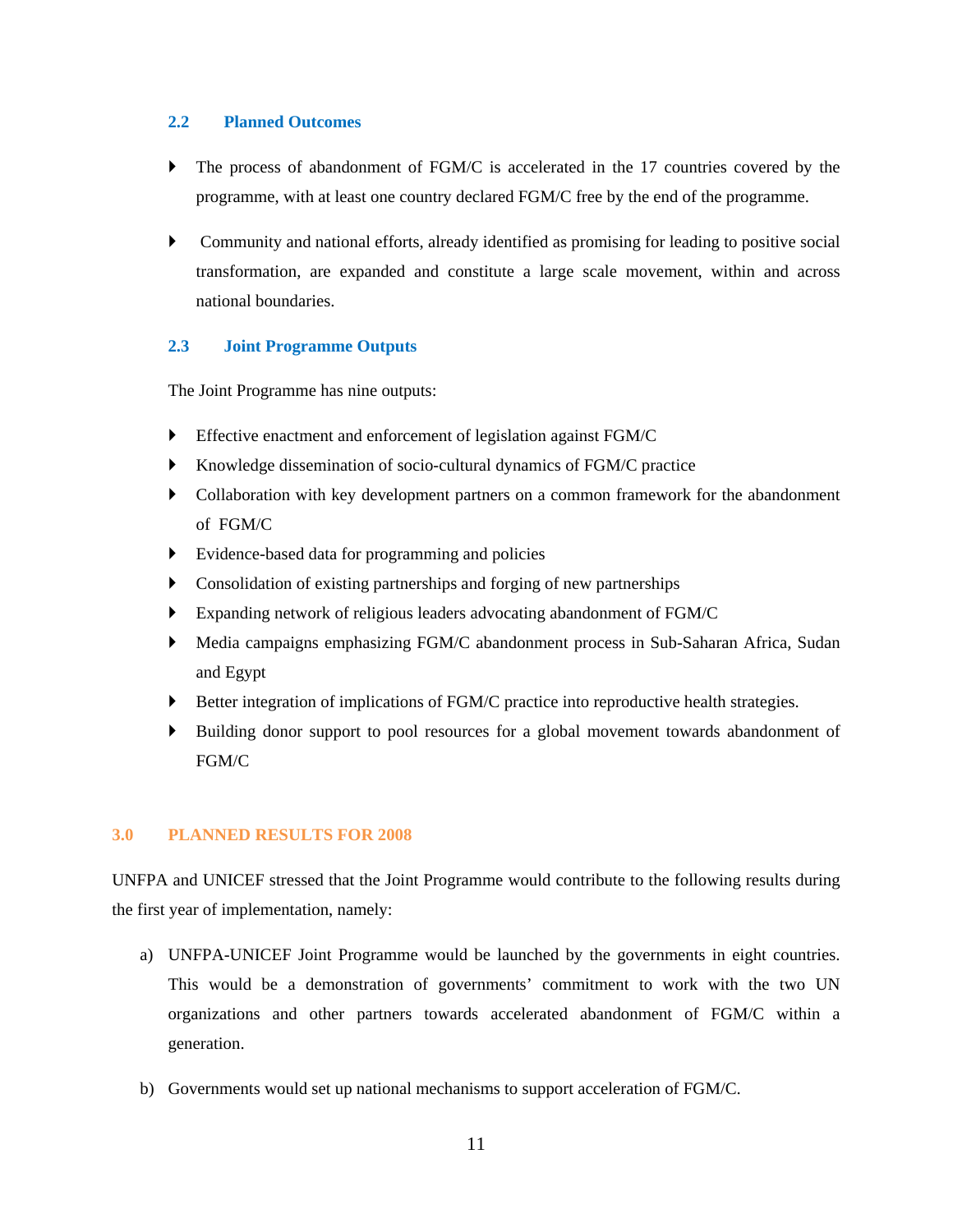### 2.2 Planned Outcomes

- The process of abandonment of FGM/C is accelerated in the 17 countries covered by the programme, with at least one country declared FGM/C free by the end of the programme.
- Community and national efforts, already identified as promising for leading to positive social transformation, are expanded and constitute a large scale movement, within and across national boundaries.

### 2.3 Joint Programme Outputs

The Joint Programme has nine outputs:

- Effective enactment and enforcement of legislation against FGM/C
- Knowledge dissemination of socio-cultural dynamics of FGM/C practice
- Collaboration with key development partners on a common framework for the abandonment of FGM/C
- Evidence-based data for programming and policies
- Consolidation of existing partnerships and forging of new partnerships
- Expanding network of religious leaders advocating abandonment of FGM/C
- Media campaigns emphasizing FGM/C abandonment process in Sub-Saharan Africa, Sudan and Egypt
- Better integration of implications of FGM/C practice into reproductive health strategies.
- Building donor support to pool resources for a global movement towards abandonment of FGM/C

## 3.0 PLANNED RESULTS FOR 2008

UNFPA and UNICEF stressed that the Joint Programme would contribute to the following results during the first year of implementation, namely:

a) UNFPA-UNICEF Joint Programme would be launched by the governments in eight countries. This would be a demonstration of governments' commitment to work with the two UN organizations and other partners towards accelerated abandonment of FGM/C within a generation.

b) Governments would set up national mechanisms to support acceleration of FGM/C.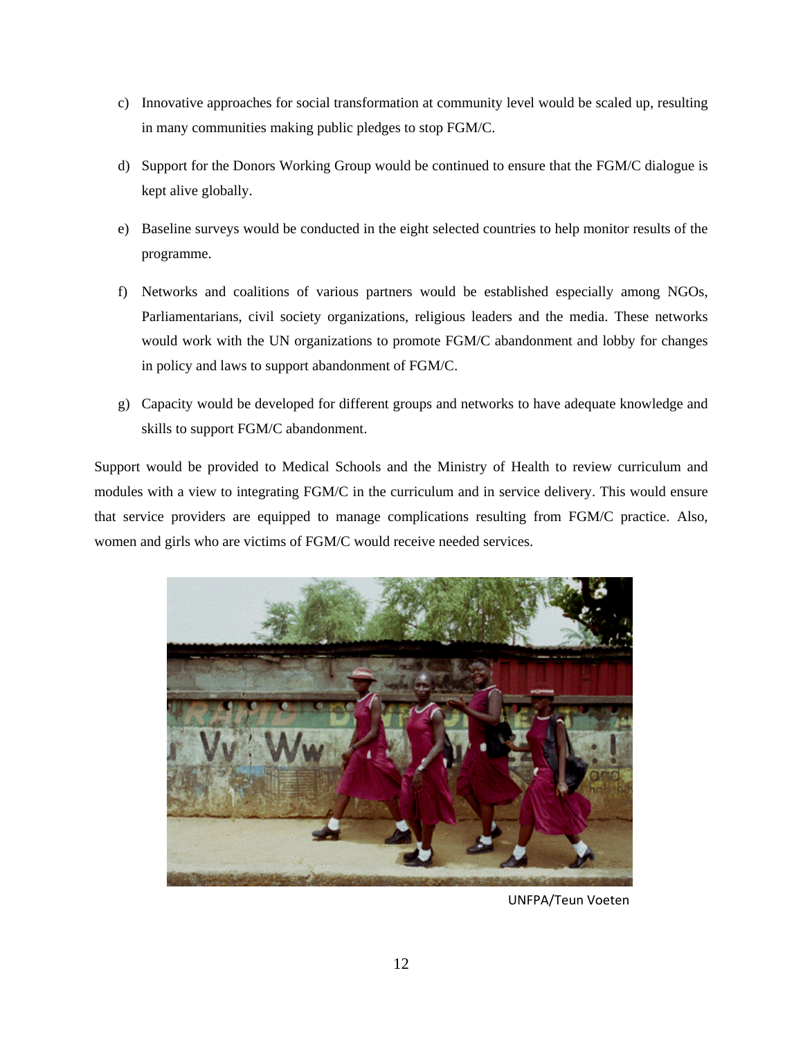c) Innovative approaches for social transformation at community level would be scaled up, resulting in many communities making public pledges to stop FGM/C.

d) Support for the Donors Working Group would be continued to ensure that the FGM/C dialogue is kept alive globally.

e) Baseline surveys would be conducted in the eight selected countries to help monitor results of the programme.

f) Networks and coalitions of various partners would be established especially among NGOs, Parliamentarians, civil society organizations, religious leaders and the media. These networks would work with the UN organizations to promote FGM/C abandonment and lobby for changes in policy and laws to support abandonment of FGM/C.

g) Capacity would be developed for different groups and networks to have adequate knowledge and skills to support FGM/C abandonment.

Support would be provided to Medical Schools and the Ministry of Health to review curriculum and modules with a view to integrating FGM/C in the curriculum and in service delivery. This would ensure that service providers are equipped to manage complications resulting from FGM/C practice. Also, women and girls who are victims of FGM/C would receive needed services.

UNFPA/Teun Voeten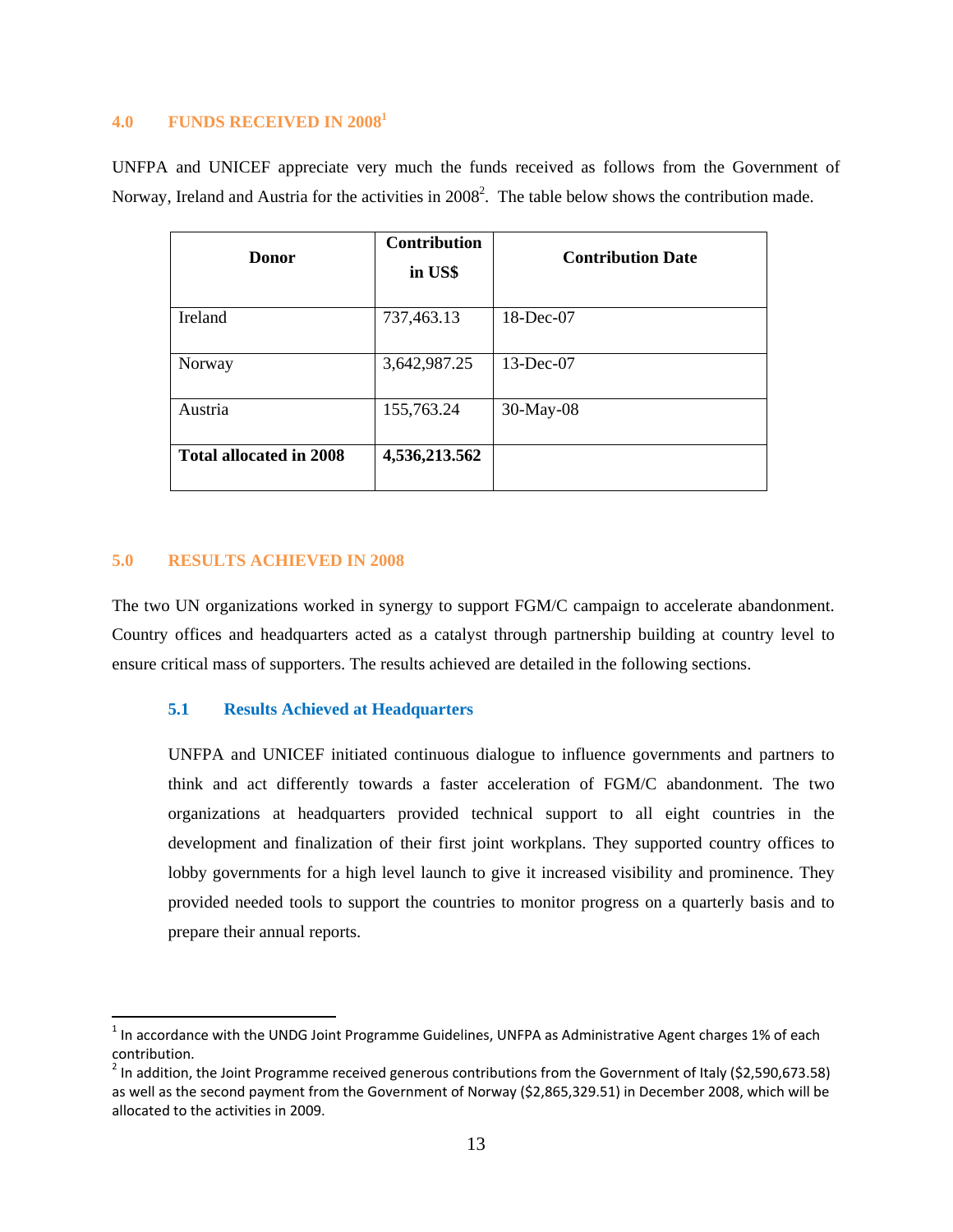## 4.0 FUNDS RECEIVED IN 2008[1]

UNFPA and UNICEF appreciate very much the funds received as follows from the Government of Norway, Ireland and Austria for the activities in 2008[2]. The table below shows the contribution made.

| Donor | Contribution in US$ | Contribution Date |
|---|---|---|
| Ireland | 737,463.13 | 18-Dec-07 |
| Norway | 3,642,987.25 | 13-Dec-07 |
| Austria | 155,763.24 | 30-May-08 |
| **Total allocated in 2008** | **4,536,213.562** | |

## 5.0 RESULTS ACHIEVED IN 2008

The two UN organizations worked in synergy to support FGM/C campaign to accelerate abandonment. Country offices and headquarters acted as a catalyst through partnership building at country level to ensure critical mass of supporters. The results achieved are detailed in the following sections.

### 5.1 Results Achieved at Headquarters

UNFPA and UNICEF initiated continuous dialogue to influence governments and partners to think and act differently towards a faster acceleration of FGM/C abandonment. The two organizations at headquarters provided technical support to all eight countries in the development and finalization of their first joint workplans. They supported country offices to lobby governments for a high level launch to give it increased visibility and prominence. They provided needed tools to support the countries to monitor progress on a quarterly basis and to prepare their annual reports.

---

[1] In accordance with the UNDG Joint Programme Guidelines, UNFPA as Administrative Agent charges 1% of each contribution.

[2] In addition, the Joint Programme received generous contributions from the Government of Italy ($2,590,673.58) as well as the second payment from the Government of Norway ($2,865,329.51) in December 2008, which will be allocated to the activities in 2009.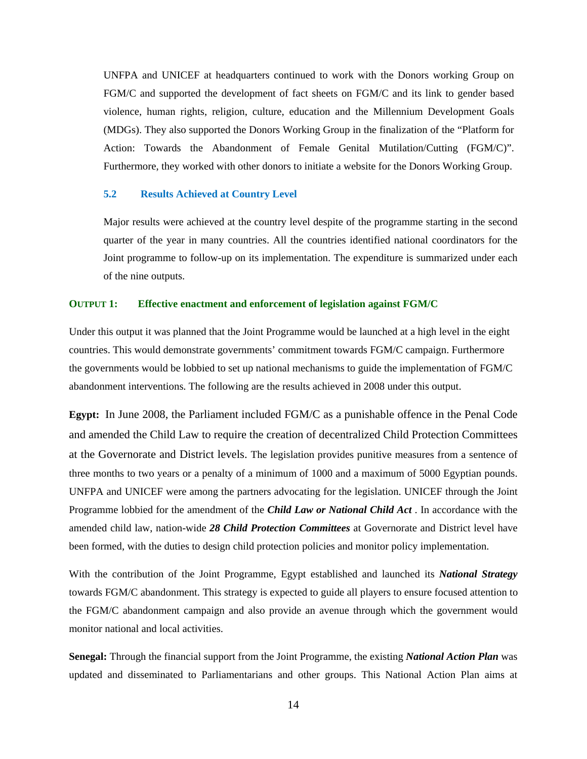UNFPA and UNICEF at headquarters continued to work with the Donors working Group on FGM/C and supported the development of fact sheets on FGM/C and its link to gender based violence, human rights, religion, culture, education and the Millennium Development Goals (MDGs). They also supported the Donors Working Group in the finalization of the “Platform for Action: Towards the Abandonment of Female Genital Mutilation/Cutting (FGM/C)”. Furthermore, they worked with other donors to initiate a website for the Donors Working Group.

### 5.2 Results Achieved at Country Level

Major results were achieved at the country level despite of the programme starting in the second quarter of the year in many countries. All the countries identified national coordinators for the Joint programme to follow-up on its implementation. The expenditure is summarized under each of the nine outputs.

#### OUTPUT 1: Effective enactment and enforcement of legislation against FGM/C

Under this output it was planned that the Joint Programme would be launched at a high level in the eight countries. This would demonstrate governments’ commitment towards FGM/C campaign. Furthermore the governments would be lobbied to set up national mechanisms to guide the implementation of FGM/C abandonment interventions. The following are the results achieved in 2008 under this output.

**Egypt:** In June 2008, the Parliament included FGM/C as a punishable offence in the Penal Code and amended the Child Law to require the creation of decentralized Child Protection Committees at the Governorate and District levels. The legislation provides punitive measures from a sentence of three months to two years or a penalty of a minimum of 1000 and a maximum of 5000 Egyptian pounds. UNFPA and UNICEF were among the partners advocating for the legislation. UNICEF through the Joint Programme lobbied for the amendment of the ***Child Law or National Child Act*** . In accordance with the amended child law, nation-wide ***28 Child Protection Committees*** at Governorate and District level have been formed, with the duties to design child protection policies and monitor policy implementation.

With the contribution of the Joint Programme, Egypt established and launched its ***National Strategy*** towards FGM/C abandonment. This strategy is expected to guide all players to ensure focused attention to the FGM/C abandonment campaign and also provide an avenue through which the government would monitor national and local activities.

**Senegal:** Through the financial support from the Joint Programme, the existing ***National Action Plan*** was updated and disseminated to Parliamentarians and other groups. This National Action Plan aims at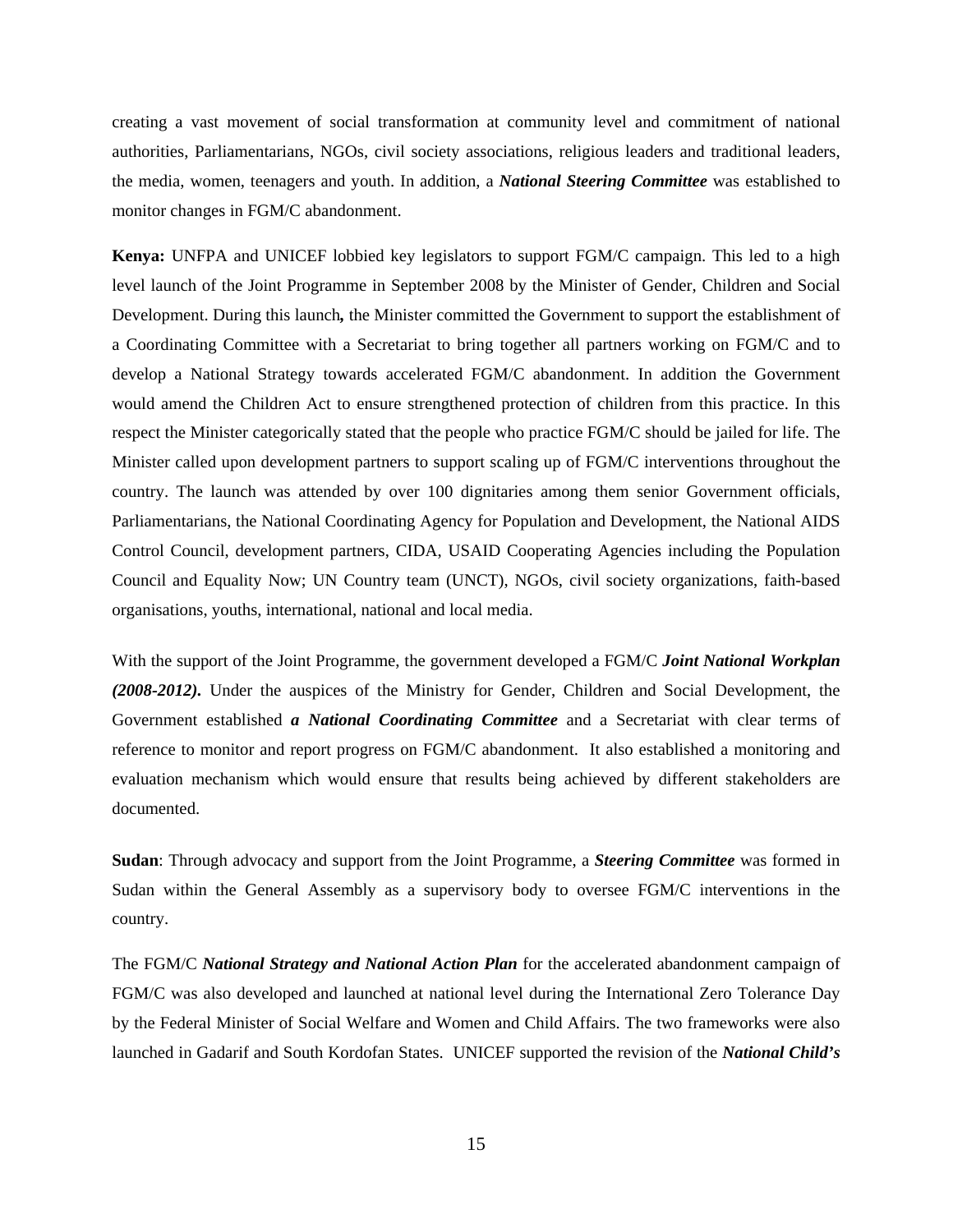creating a vast movement of social transformation at community level and commitment of national authorities, Parliamentarians, NGOs, civil society associations, religious leaders and traditional leaders, the media, women, teenagers and youth. In addition, a ***National Steering Committee*** was established to monitor changes in FGM/C abandonment.

**Kenya:** UNFPA and UNICEF lobbied key legislators to support FGM/C campaign. This led to a high level launch of the Joint Programme in September 2008 by the Minister of Gender, Children and Social Development. During this launch**,** the Minister committed the Government to support the establishment of a Coordinating Committee with a Secretariat to bring together all partners working on FGM/C and to develop a National Strategy towards accelerated FGM/C abandonment. In addition the Government would amend the Children Act to ensure strengthened protection of children from this practice. In this respect the Minister categorically stated that the people who practice FGM/C should be jailed for life. The Minister called upon development partners to support scaling up of FGM/C interventions throughout the country. The launch was attended by over 100 dignitaries among them senior Government officials, Parliamentarians, the National Coordinating Agency for Population and Development, the National AIDS Control Council, development partners, CIDA, USAID Cooperating Agencies including the Population Council and Equality Now; UN Country team (UNCT), NGOs, civil society organizations, faith-based organisations, youths, international, national and local media.

With the support of the Joint Programme, the government developed a FGM/C ***Joint National Workplan (2008-2012).*** Under the auspices of the Ministry for Gender, Children and Social Development, the Government established ***a National Coordinating Committee*** and a Secretariat with clear terms of reference to monitor and report progress on FGM/C abandonment. It also established a monitoring and evaluation mechanism which would ensure that results being achieved by different stakeholders are documented.

**Sudan**: Through advocacy and support from the Joint Programme, a ***Steering Committee*** was formed in Sudan within the General Assembly as a supervisory body to oversee FGM/C interventions in the country.

The FGM/C ***National Strategy and National Action Plan*** for the accelerated abandonment campaign of FGM/C was also developed and launched at national level during the International Zero Tolerance Day by the Federal Minister of Social Welfare and Women and Child Affairs. The two frameworks were also launched in Gadarif and South Kordofan States. UNICEF supported the revision of the ***National Child's***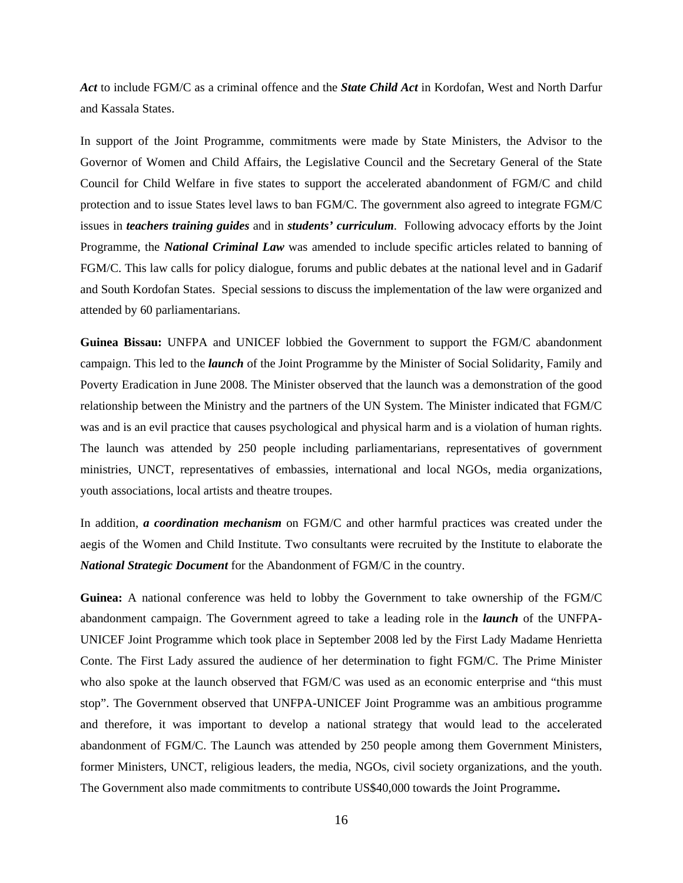***Act*** to include FGM/C as a criminal offence and the ***State Child Act*** in Kordofan, West and North Darfur and Kassala States.

In support of the Joint Programme, commitments were made by State Ministers, the Advisor to the Governor of Women and Child Affairs, the Legislative Council and the Secretary General of the State Council for Child Welfare in five states to support the accelerated abandonment of FGM/C and child protection and to issue States level laws to ban FGM/C. The government also agreed to integrate FGM/C issues in ***teachers training guides*** and in ***students' curriculum***. Following advocacy efforts by the Joint Programme, the ***National Criminal Law*** was amended to include specific articles related to banning of FGM/C. This law calls for policy dialogue, forums and public debates at the national level and in Gadarif and South Kordofan States. Special sessions to discuss the implementation of the law were organized and attended by 60 parliamentarians.

**Guinea Bissau:** UNFPA and UNICEF lobbied the Government to support the FGM/C abandonment campaign. This led to the ***launch*** of the Joint Programme by the Minister of Social Solidarity, Family and Poverty Eradication in June 2008. The Minister observed that the launch was a demonstration of the good relationship between the Ministry and the partners of the UN System. The Minister indicated that FGM/C was and is an evil practice that causes psychological and physical harm and is a violation of human rights. The launch was attended by 250 people including parliamentarians, representatives of government ministries, UNCT, representatives of embassies, international and local NGOs, media organizations, youth associations, local artists and theatre troupes.

In addition, ***a coordination mechanism*** on FGM/C and other harmful practices was created under the aegis of the Women and Child Institute. Two consultants were recruited by the Institute to elaborate the ***National Strategic Document*** for the Abandonment of FGM/C in the country.

**Guinea:** A national conference was held to lobby the Government to take ownership of the FGM/C abandonment campaign. The Government agreed to take a leading role in the ***launch*** of the UNFPA-UNICEF Joint Programme which took place in September 2008 led by the First Lady Madame Henrietta Conte. The First Lady assured the audience of her determination to fight FGM/C. The Prime Minister who also spoke at the launch observed that FGM/C was used as an economic enterprise and "this must stop". The Government observed that UNFPA-UNICEF Joint Programme was an ambitious programme and therefore, it was important to develop a national strategy that would lead to the accelerated abandonment of FGM/C. The Launch was attended by 250 people among them Government Ministers, former Ministers, UNCT, religious leaders, the media, NGOs, civil society organizations, and the youth. The Government also made commitments to contribute US$40,000 towards the Joint Programme**.**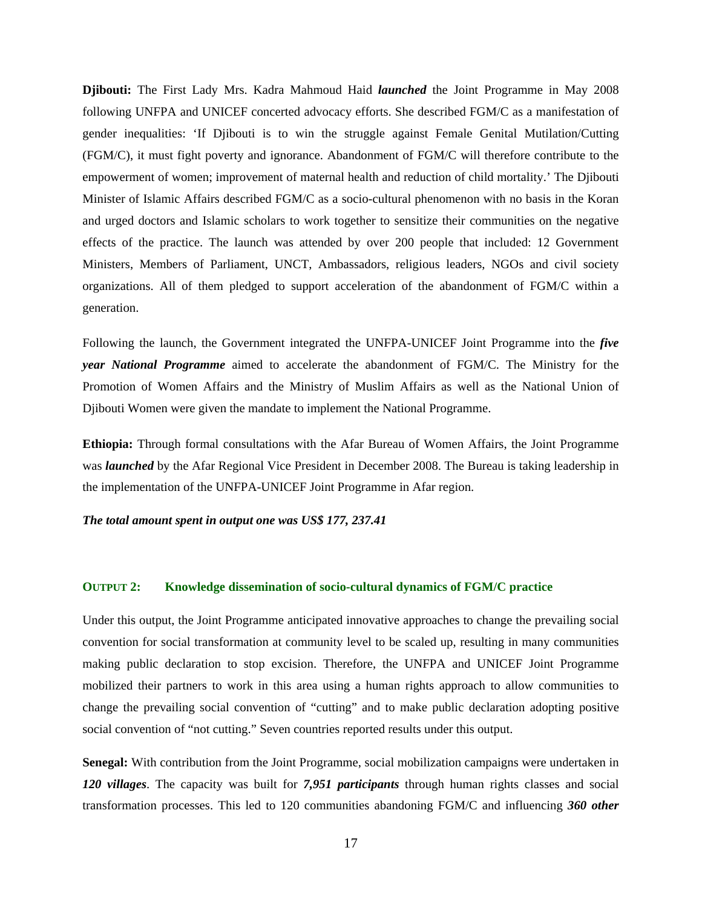**Djibouti:** The First Lady Mrs. Kadra Mahmoud Haid ***launched*** the Joint Programme in May 2008 following UNFPA and UNICEF concerted advocacy efforts. She described FGM/C as a manifestation of gender inequalities: 'If Djibouti is to win the struggle against Female Genital Mutilation/Cutting (FGM/C), it must fight poverty and ignorance. Abandonment of FGM/C will therefore contribute to the empowerment of women; improvement of maternal health and reduction of child mortality.' The Djibouti Minister of Islamic Affairs described FGM/C as a socio-cultural phenomenon with no basis in the Koran and urged doctors and Islamic scholars to work together to sensitize their communities on the negative effects of the practice. The launch was attended by over 200 people that included: 12 Government Ministers, Members of Parliament, UNCT, Ambassadors, religious leaders, NGOs and civil society organizations. All of them pledged to support acceleration of the abandonment of FGM/C within a generation.

Following the launch, the Government integrated the UNFPA-UNICEF Joint Programme into the ***five year National Programme*** aimed to accelerate the abandonment of FGM/C. The Ministry for the Promotion of Women Affairs and the Ministry of Muslim Affairs as well as the National Union of Djibouti Women were given the mandate to implement the National Programme.

**Ethiopia:** Through formal consultations with the Afar Bureau of Women Affairs, the Joint Programme was ***launched*** by the Afar Regional Vice President in December 2008. The Bureau is taking leadership in the implementation of the UNFPA-UNICEF Joint Programme in Afar region.

***The total amount spent in output one was US$ 177, 237.41***

### OUTPUT 2: Knowledge dissemination of socio-cultural dynamics of FGM/C practice

Under this output, the Joint Programme anticipated innovative approaches to change the prevailing social convention for social transformation at community level to be scaled up, resulting in many communities making public declaration to stop excision. Therefore, the UNFPA and UNICEF Joint Programme mobilized their partners to work in this area using a human rights approach to allow communities to change the prevailing social convention of "cutting" and to make public declaration adopting positive social convention of "not cutting." Seven countries reported results under this output.

**Senegal:** With contribution from the Joint Programme, social mobilization campaigns were undertaken in ***120 villages***. The capacity was built for ***7,951 participants*** through human rights classes and social transformation processes. This led to 120 communities abandoning FGM/C and influencing ***360 other***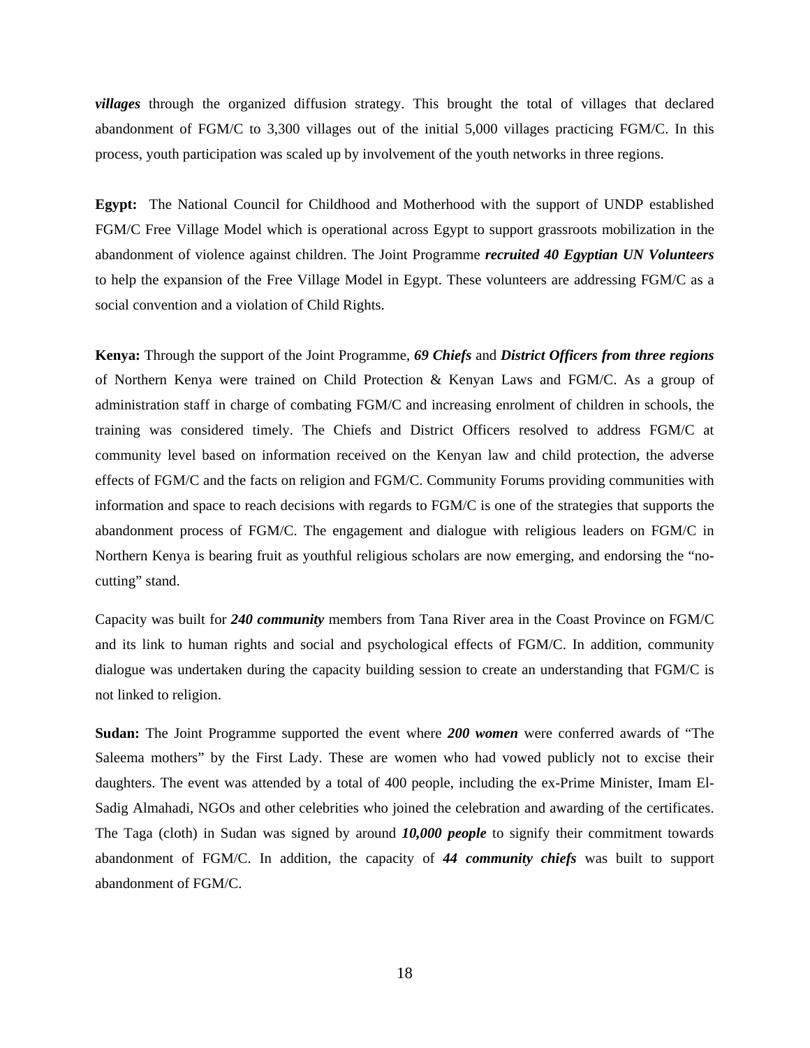***villages*** through the organized diffusion strategy. This brought the total of villages that declared abandonment of FGM/C to 3,300 villages out of the initial 5,000 villages practicing FGM/C. In this process, youth participation was scaled up by involvement of the youth networks in three regions.

**Egypt:** The National Council for Childhood and Motherhood with the support of UNDP established FGM/C Free Village Model which is operational across Egypt to support grassroots mobilization in the abandonment of violence against children. The Joint Programme ***recruited 40 Egyptian UN Volunteers*** to help the expansion of the Free Village Model in Egypt. These volunteers are addressing FGM/C as a social convention and a violation of Child Rights.

**Kenya:** Through the support of the Joint Programme, ***69 Chiefs*** and ***District Officers from three regions*** of Northern Kenya were trained on Child Protection & Kenyan Laws and FGM/C. As a group of administration staff in charge of combating FGM/C and increasing enrolment of children in schools, the training was considered timely. The Chiefs and District Officers resolved to address FGM/C at community level based on information received on the Kenyan law and child protection, the adverse effects of FGM/C and the facts on religion and FGM/C. Community Forums providing communities with information and space to reach decisions with regards to FGM/C is one of the strategies that supports the abandonment process of FGM/C. The engagement and dialogue with religious leaders on FGM/C in Northern Kenya is bearing fruit as youthful religious scholars are now emerging, and endorsing the "no-cutting" stand.

Capacity was built for ***240 community*** members from Tana River area in the Coast Province on FGM/C and its link to human rights and social and psychological effects of FGM/C. In addition, community dialogue was undertaken during the capacity building session to create an understanding that FGM/C is not linked to religion.

**Sudan:** The Joint Programme supported the event where ***200 women*** were conferred awards of "The Saleema mothers" by the First Lady. These are women who had vowed publicly not to excise their daughters. The event was attended by a total of 400 people, including the ex-Prime Minister, Imam El-Sadig Almahadi, NGOs and other celebrities who joined the celebration and awarding of the certificates. The Taga (cloth) in Sudan was signed by around ***10,000 people*** to signify their commitment towards abandonment of FGM/C. In addition, the capacity of ***44 community chiefs*** was built to support abandonment of FGM/C.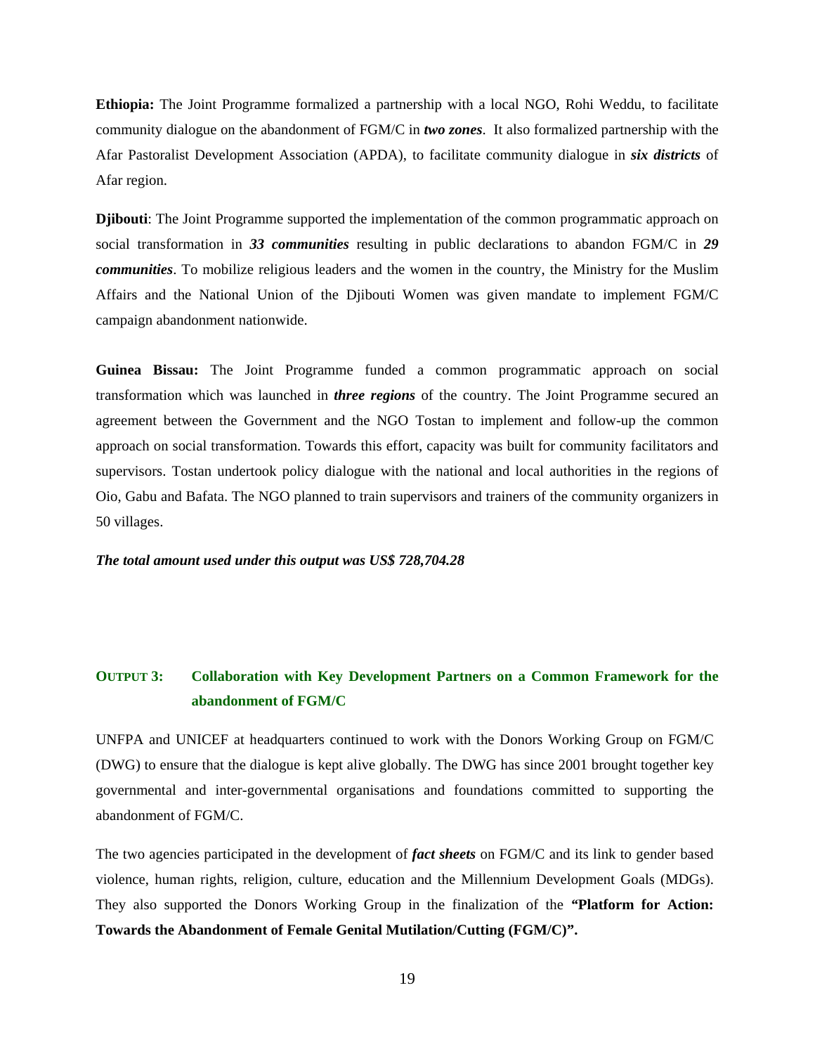**Ethiopia:** The Joint Programme formalized a partnership with a local NGO, Rohi Weddu, to facilitate community dialogue on the abandonment of FGM/C in ***two zones***. It also formalized partnership with the Afar Pastoralist Development Association (APDA), to facilitate community dialogue in ***six districts*** of Afar region.

**Djibouti**: The Joint Programme supported the implementation of the common programmatic approach on social transformation in ***33 communities*** resulting in public declarations to abandon FGM/C in ***29 communities***. To mobilize religious leaders and the women in the country, the Ministry for the Muslim Affairs and the National Union of the Djibouti Women was given mandate to implement FGM/C campaign abandonment nationwide.

**Guinea Bissau:** The Joint Programme funded a common programmatic approach on social transformation which was launched in ***three regions*** of the country. The Joint Programme secured an agreement between the Government and the NGO Tostan to implement and follow-up the common approach on social transformation. Towards this effort, capacity was built for community facilitators and supervisors. Tostan undertook policy dialogue with the national and local authorities in the regions of Oio, Gabu and Bafata. The NGO planned to train supervisors and trainers of the community organizers in 50 villages.

***The total amount used under this output was US$ 728,704.28***

## OUTPUT 3: Collaboration with Key Development Partners on a Common Framework for the abandonment of FGM/C

UNFPA and UNICEF at headquarters continued to work with the Donors Working Group on FGM/C (DWG) to ensure that the dialogue is kept alive globally. The DWG has since 2001 brought together key governmental and inter-governmental organisations and foundations committed to supporting the abandonment of FGM/C.

The two agencies participated in the development of ***fact sheets*** on FGM/C and its link to gender based violence, human rights, religion, culture, education and the Millennium Development Goals (MDGs). They also supported the Donors Working Group in the finalization of the **"Platform for Action: Towards the Abandonment of Female Genital Mutilation/Cutting (FGM/C)".**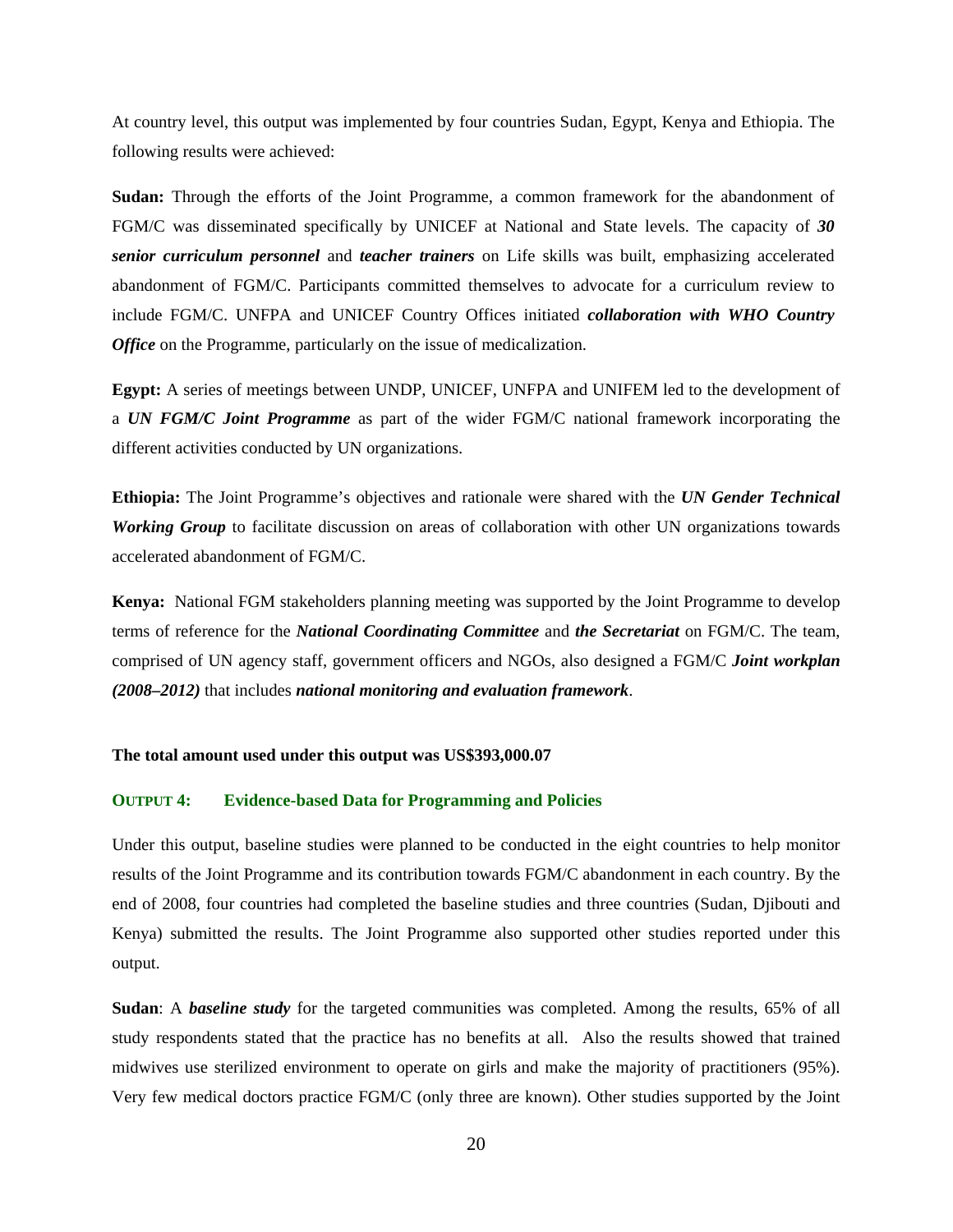At country level, this output was implemented by four countries Sudan, Egypt, Kenya and Ethiopia. The following results were achieved:

**Sudan:** Through the efforts of the Joint Programme, a common framework for the abandonment of FGM/C was disseminated specifically by UNICEF at National and State levels. The capacity of ***30 senior curriculum personnel*** and ***teacher trainers*** on Life skills was built, emphasizing accelerated abandonment of FGM/C. Participants committed themselves to advocate for a curriculum review to include FGM/C. UNFPA and UNICEF Country Offices initiated ***collaboration with WHO Country Office*** on the Programme, particularly on the issue of medicalization.

**Egypt:** A series of meetings between UNDP, UNICEF, UNFPA and UNIFEM led to the development of a ***UN FGM/C Joint Programme*** as part of the wider FGM/C national framework incorporating the different activities conducted by UN organizations.

**Ethiopia:** The Joint Programme's objectives and rationale were shared with the ***UN Gender Technical Working Group*** to facilitate discussion on areas of collaboration with other UN organizations towards accelerated abandonment of FGM/C.

**Kenya:** National FGM stakeholders planning meeting was supported by the Joint Programme to develop terms of reference for the ***National Coordinating Committee*** and ***the Secretariat*** on FGM/C. The team, comprised of UN agency staff, government officers and NGOs, also designed a FGM/C ***Joint workplan (2008–2012)*** that includes ***national monitoring and evaluation framework***.

**The total amount used under this output was US$393,000.07**

## OUTPUT 4: Evidence-based Data for Programming and Policies

Under this output, baseline studies were planned to be conducted in the eight countries to help monitor results of the Joint Programme and its contribution towards FGM/C abandonment in each country. By the end of 2008, four countries had completed the baseline studies and three countries (Sudan, Djibouti and Kenya) submitted the results. The Joint Programme also supported other studies reported under this output.

**Sudan**: A ***baseline study*** for the targeted communities was completed. Among the results, 65% of all study respondents stated that the practice has no benefits at all. Also the results showed that trained midwives use sterilized environment to operate on girls and make the majority of practitioners (95%). Very few medical doctors practice FGM/C (only three are known). Other studies supported by the Joint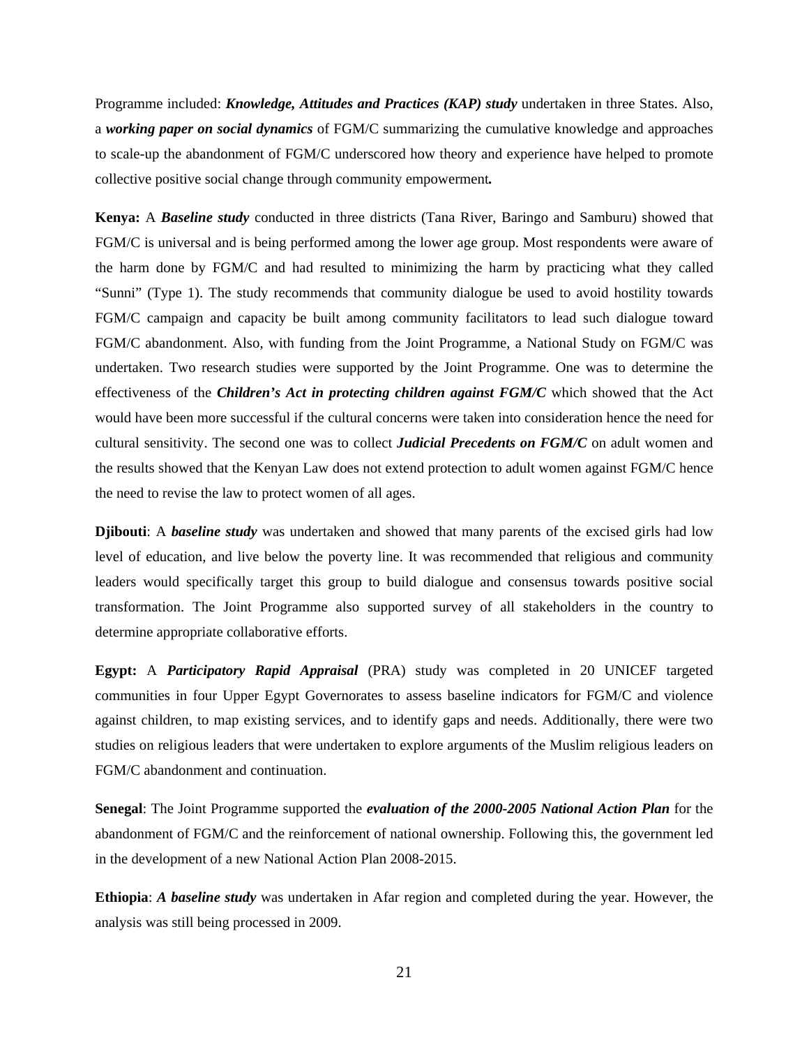Programme included: ***Knowledge, Attitudes and Practices (KAP) study*** undertaken in three States. Also, a ***working paper on social dynamics*** of FGM/C summarizing the cumulative knowledge and approaches to scale-up the abandonment of FGM/C underscored how theory and experience have helped to promote collective positive social change through community empowerment***.***

**Kenya:** A ***Baseline study*** conducted in three districts (Tana River, Baringo and Samburu) showed that FGM/C is universal and is being performed among the lower age group. Most respondents were aware of the harm done by FGM/C and had resulted to minimizing the harm by practicing what they called "Sunni" (Type 1). The study recommends that community dialogue be used to avoid hostility towards FGM/C campaign and capacity be built among community facilitators to lead such dialogue toward FGM/C abandonment. Also, with funding from the Joint Programme, a National Study on FGM/C was undertaken. Two research studies were supported by the Joint Programme. One was to determine the effectiveness of the ***Children's Act in protecting children against FGM/C*** which showed that the Act would have been more successful if the cultural concerns were taken into consideration hence the need for cultural sensitivity. The second one was to collect ***Judicial Precedents on FGM/C*** on adult women and the results showed that the Kenyan Law does not extend protection to adult women against FGM/C hence the need to revise the law to protect women of all ages.

**Djibouti**: A ***baseline study*** was undertaken and showed that many parents of the excised girls had low level of education, and live below the poverty line. It was recommended that religious and community leaders would specifically target this group to build dialogue and consensus towards positive social transformation. The Joint Programme also supported survey of all stakeholders in the country to determine appropriate collaborative efforts.

**Egypt:** A ***Participatory Rapid Appraisal*** (PRA) study was completed in 20 UNICEF targeted communities in four Upper Egypt Governorates to assess baseline indicators for FGM/C and violence against children, to map existing services, and to identify gaps and needs. Additionally, there were two studies on religious leaders that were undertaken to explore arguments of the Muslim religious leaders on FGM/C abandonment and continuation.

**Senegal**: The Joint Programme supported the ***evaluation of the 2000-2005 National Action Plan*** for the abandonment of FGM/C and the reinforcement of national ownership. Following this, the government led in the development of a new National Action Plan 2008-2015.

**Ethiopia**: ***A baseline study*** was undertaken in Afar region and completed during the year. However, the analysis was still being processed in 2009.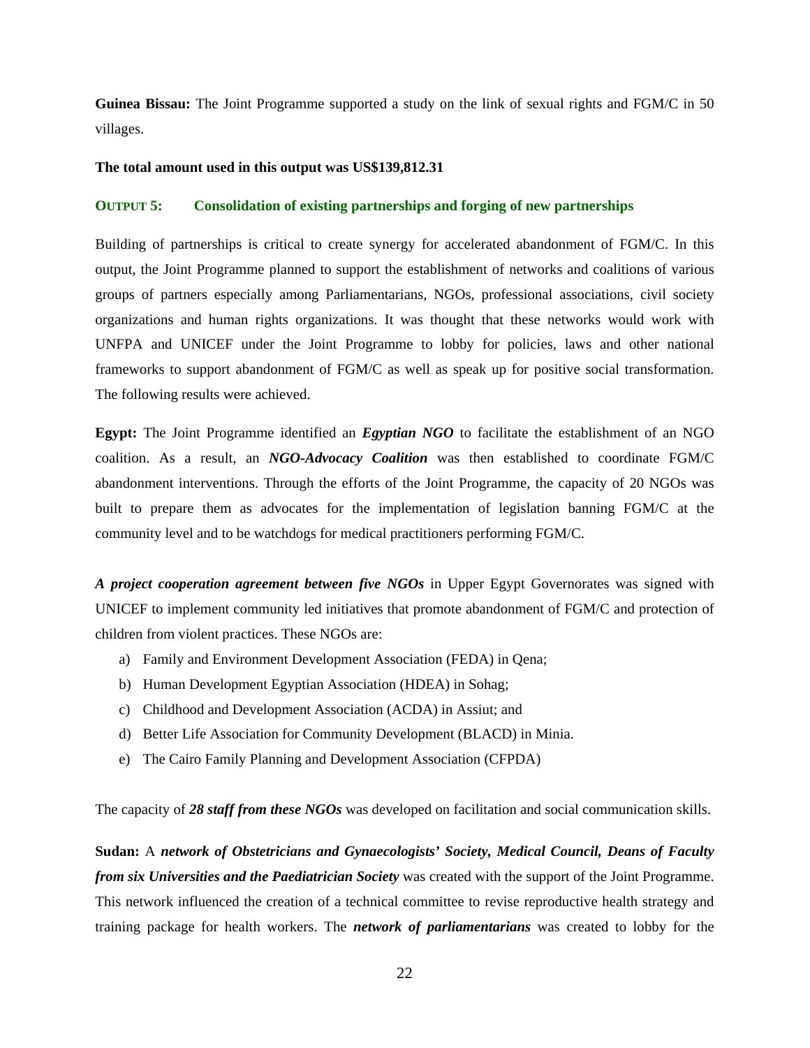**Guinea Bissau:** The Joint Programme supported a study on the link of sexual rights and FGM/C in 50 villages.

**The total amount used in this output was US$139,812.31**

### OUTPUT 5: Consolidation of existing partnerships and forging of new partnerships

Building of partnerships is critical to create synergy for accelerated abandonment of FGM/C. In this output, the Joint Programme planned to support the establishment of networks and coalitions of various groups of partners especially among Parliamentarians, NGOs, professional associations, civil society organizations and human rights organizations. It was thought that these networks would work with UNFPA and UNICEF under the Joint Programme to lobby for policies, laws and other national frameworks to support abandonment of FGM/C as well as speak up for positive social transformation. The following results were achieved.

**Egypt:** The Joint Programme identified an ***Egyptian NGO*** to facilitate the establishment of an NGO coalition. As a result, an ***NGO-Advocacy Coalition*** was then established to coordinate FGM/C abandonment interventions. Through the efforts of the Joint Programme, the capacity of 20 NGOs was built to prepare them as advocates for the implementation of legislation banning FGM/C at the community level and to be watchdogs for medical practitioners performing FGM/C.

***A project cooperation agreement between five NGOs*** in Upper Egypt Governorates was signed with UNICEF to implement community led initiatives that promote abandonment of FGM/C and protection of children from violent practices. These NGOs are:

a) Family and Environment Development Association (FEDA) in Qena;
b) Human Development Egyptian Association (HDEA) in Sohag;
c) Childhood and Development Association (ACDA) in Assiut; and
d) Better Life Association for Community Development (BLACD) in Minia.
e) The Cairo Family Planning and Development Association (CFPDA)

The capacity of ***28 staff from these NGOs*** was developed on facilitation and social communication skills.

**Sudan:** A ***network of Obstetricians and Gynaecologists' Society, Medical Council, Deans of Faculty from six Universities and the Paediatrician Society*** was created with the support of the Joint Programme. This network influenced the creation of a technical committee to revise reproductive health strategy and training package for health workers. The ***network of parliamentarians*** was created to lobby for the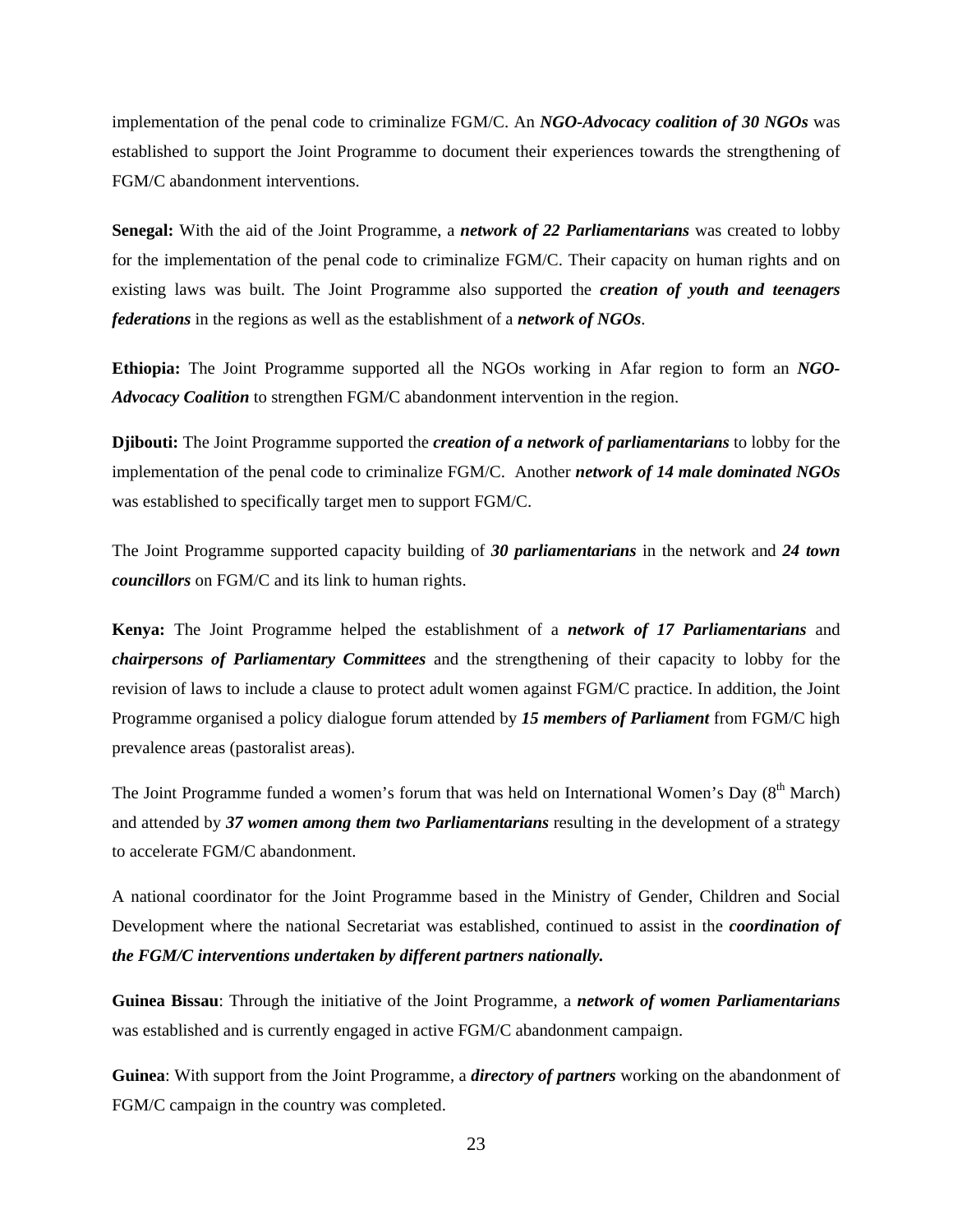implementation of the penal code to criminalize FGM/C. An ***NGO-Advocacy coalition of 30 NGOs*** was established to support the Joint Programme to document their experiences towards the strengthening of FGM/C abandonment interventions.

**Senegal:** With the aid of the Joint Programme, a ***network of 22 Parliamentarians*** was created to lobby for the implementation of the penal code to criminalize FGM/C. Their capacity on human rights and on existing laws was built. The Joint Programme also supported the ***creation of youth and teenagers federations*** in the regions as well as the establishment of a ***network of NGOs***.

**Ethiopia:** The Joint Programme supported all the NGOs working in Afar region to form an ***NGO-Advocacy Coalition*** to strengthen FGM/C abandonment intervention in the region.

**Djibouti:** The Joint Programme supported the ***creation of a network of parliamentarians*** to lobby for the implementation of the penal code to criminalize FGM/C. Another ***network of 14 male dominated NGOs*** was established to specifically target men to support FGM/C.

The Joint Programme supported capacity building of ***30 parliamentarians*** in the network and ***24 town councillors*** on FGM/C and its link to human rights.

**Kenya:** The Joint Programme helped the establishment of a ***network of 17 Parliamentarians*** and ***chairpersons of Parliamentary Committees*** and the strengthening of their capacity to lobby for the revision of laws to include a clause to protect adult women against FGM/C practice. In addition, the Joint Programme organised a policy dialogue forum attended by ***15 members of Parliament*** from FGM/C high prevalence areas (pastoralist areas).

The Joint Programme funded a women's forum that was held on International Women's Day (8th March) and attended by ***37 women among them two Parliamentarians*** resulting in the development of a strategy to accelerate FGM/C abandonment.

A national coordinator for the Joint Programme based in the Ministry of Gender, Children and Social Development where the national Secretariat was established, continued to assist in the ***coordination of the FGM/C interventions undertaken by different partners nationally.***

**Guinea Bissau**: Through the initiative of the Joint Programme, a ***network of women Parliamentarians*** was established and is currently engaged in active FGM/C abandonment campaign.

**Guinea**: With support from the Joint Programme, a ***directory of partners*** working on the abandonment of FGM/C campaign in the country was completed.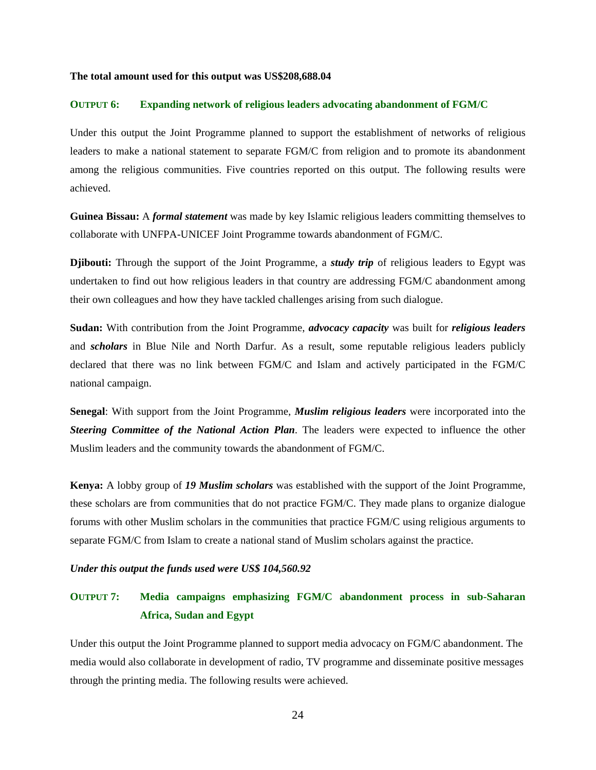**The total amount used for this output was US$208,688.04**

### OUTPUT 6: Expanding network of religious leaders advocating abandonment of FGM/C

Under this output the Joint Programme planned to support the establishment of networks of religious leaders to make a national statement to separate FGM/C from religion and to promote its abandonment among the religious communities. Five countries reported on this output. The following results were achieved.

**Guinea Bissau:** A ***formal statement*** was made by key Islamic religious leaders committing themselves to collaborate with UNFPA-UNICEF Joint Programme towards abandonment of FGM/C.

**Djibouti:** Through the support of the Joint Programme, a ***study trip*** of religious leaders to Egypt was undertaken to find out how religious leaders in that country are addressing FGM/C abandonment among their own colleagues and how they have tackled challenges arising from such dialogue.

**Sudan:** With contribution from the Joint Programme, ***advocacy capacity*** was built for ***religious leaders*** and ***scholars*** in Blue Nile and North Darfur. As a result, some reputable religious leaders publicly declared that there was no link between FGM/C and Islam and actively participated in the FGM/C national campaign.

**Senegal**: With support from the Joint Programme, ***Muslim religious leaders*** were incorporated into the ***Steering Committee of the National Action Plan***. The leaders were expected to influence the other Muslim leaders and the community towards the abandonment of FGM/C.

**Kenya:** A lobby group of ***19 Muslim scholars*** was established with the support of the Joint Programme, these scholars are from communities that do not practice FGM/C. They made plans to organize dialogue forums with other Muslim scholars in the communities that practice FGM/C using religious arguments to separate FGM/C from Islam to create a national stand of Muslim scholars against the practice.

***Under this output the funds used were US$ 104,560.92***

### OUTPUT 7: Media campaigns emphasizing FGM/C abandonment process in sub-Saharan Africa, Sudan and Egypt

Under this output the Joint Programme planned to support media advocacy on FGM/C abandonment. The media would also collaborate in development of radio, TV programme and disseminate positive messages through the printing media. The following results were achieved.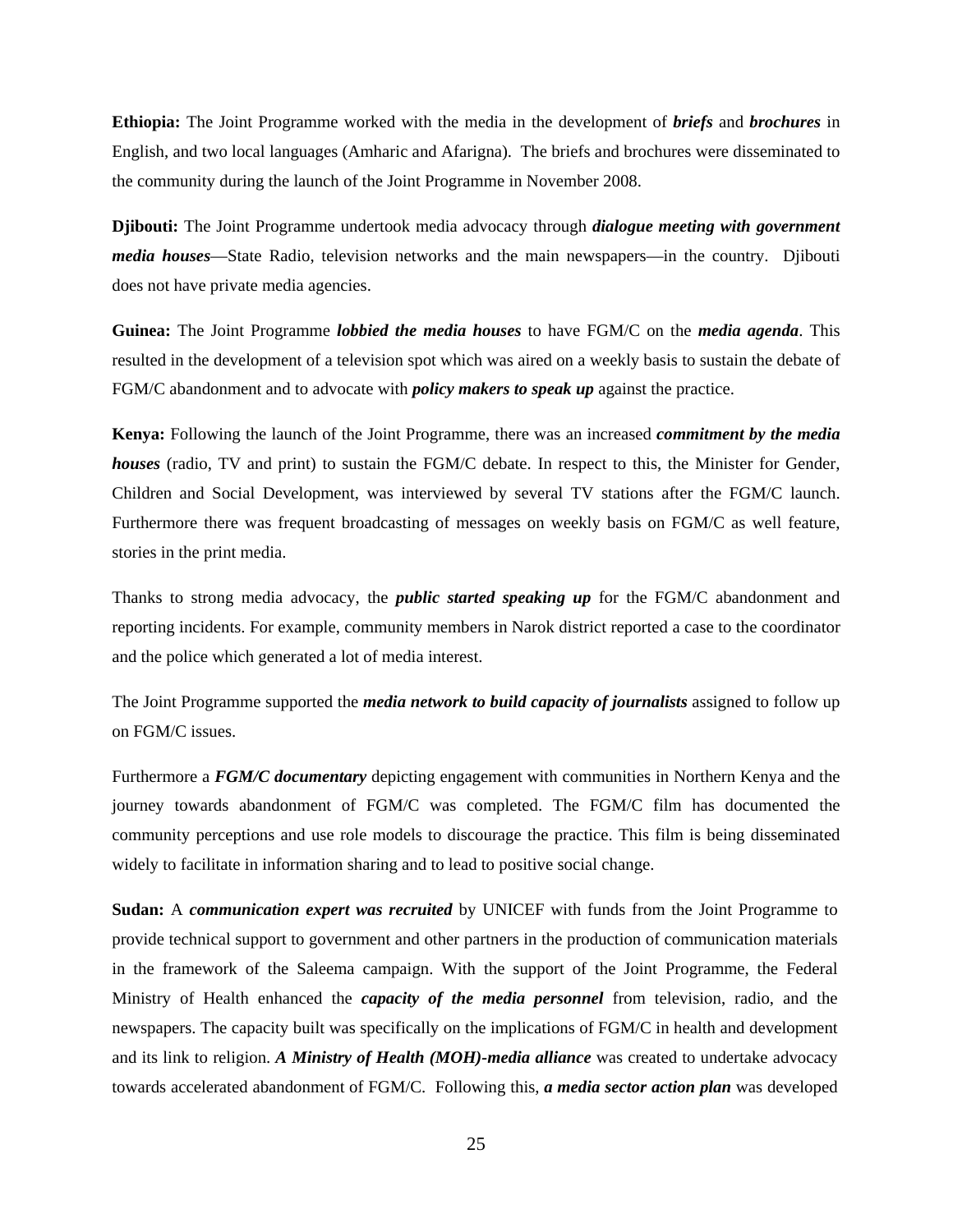**Ethiopia:** The Joint Programme worked with the media in the development of ***briefs*** and ***brochures*** in English, and two local languages (Amharic and Afarigna). The briefs and brochures were disseminated to the community during the launch of the Joint Programme in November 2008.

**Djibouti:** The Joint Programme undertook media advocacy through ***dialogue meeting with government media houses***—State Radio, television networks and the main newspapers—in the country. Djibouti does not have private media agencies.

**Guinea:** The Joint Programme ***lobbied the media houses*** to have FGM/C on the ***media agenda***. This resulted in the development of a television spot which was aired on a weekly basis to sustain the debate of FGM/C abandonment and to advocate with ***policy makers to speak up*** against the practice.

**Kenya:** Following the launch of the Joint Programme, there was an increased ***commitment by the media houses*** (radio, TV and print) to sustain the FGM/C debate. In respect to this, the Minister for Gender, Children and Social Development, was interviewed by several TV stations after the FGM/C launch. Furthermore there was frequent broadcasting of messages on weekly basis on FGM/C as well feature, stories in the print media.

Thanks to strong media advocacy, the ***public started speaking up*** for the FGM/C abandonment and reporting incidents. For example, community members in Narok district reported a case to the coordinator and the police which generated a lot of media interest.

The Joint Programme supported the ***media network to build capacity of journalists*** assigned to follow up on FGM/C issues.

Furthermore a ***FGM/C documentary*** depicting engagement with communities in Northern Kenya and the journey towards abandonment of FGM/C was completed. The FGM/C film has documented the community perceptions and use role models to discourage the practice. This film is being disseminated widely to facilitate in information sharing and to lead to positive social change.

**Sudan:** A ***communication expert was recruited*** by UNICEF with funds from the Joint Programme to provide technical support to government and other partners in the production of communication materials in the framework of the Saleema campaign. With the support of the Joint Programme, the Federal Ministry of Health enhanced the ***capacity of the media personnel*** from television, radio, and the newspapers. The capacity built was specifically on the implications of FGM/C in health and development and its link to religion. ***A Ministry of Health (MOH)-media alliance*** was created to undertake advocacy towards accelerated abandonment of FGM/C. Following this, ***a media sector action plan*** was developed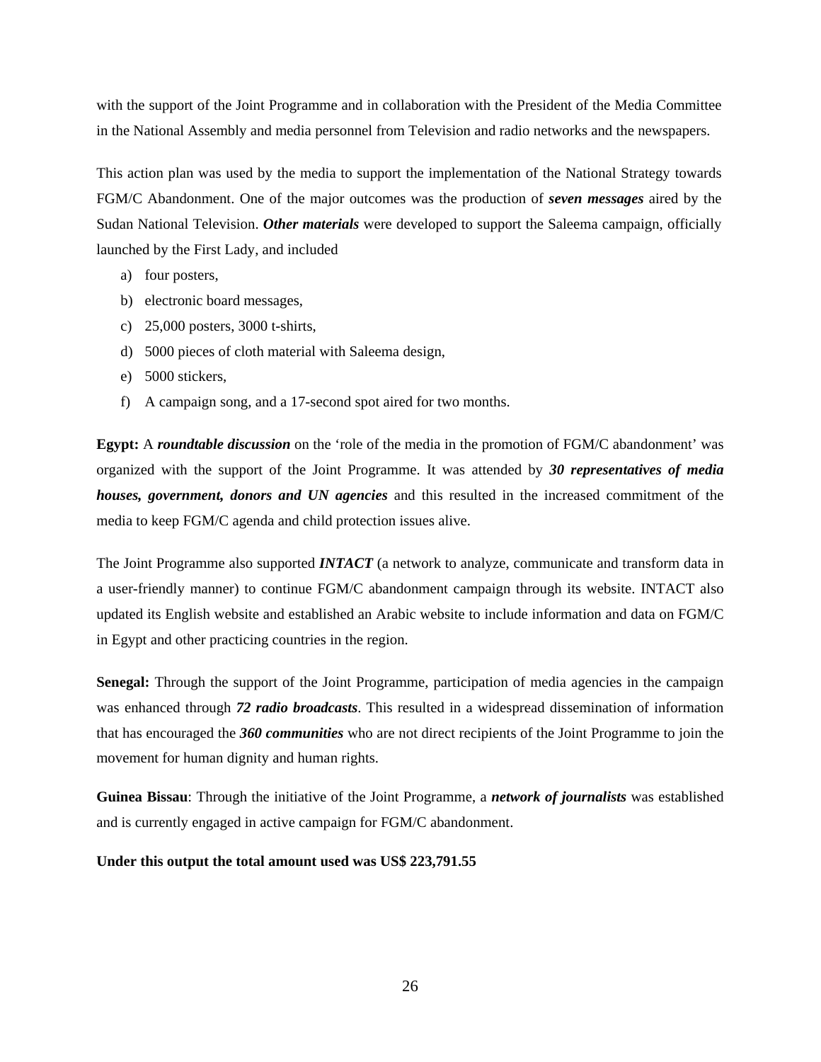with the support of the Joint Programme and in collaboration with the President of the Media Committee in the National Assembly and media personnel from Television and radio networks and the newspapers.

This action plan was used by the media to support the implementation of the National Strategy towards FGM/C Abandonment. One of the major outcomes was the production of ***seven messages*** aired by the Sudan National Television. ***Other materials*** were developed to support the Saleema campaign, officially launched by the First Lady, and included

a) four posters,
b) electronic board messages,
c) 25,000 posters, 3000 t-shirts,
d) 5000 pieces of cloth material with Saleema design,
e) 5000 stickers,
f) A campaign song, and a 17-second spot aired for two months.

**Egypt:** A ***roundtable discussion*** on the 'role of the media in the promotion of FGM/C abandonment' was organized with the support of the Joint Programme. It was attended by ***30 representatives of media houses, government, donors and UN agencies*** and this resulted in the increased commitment of the media to keep FGM/C agenda and child protection issues alive.

The Joint Programme also supported ***INTACT*** (a network to analyze, communicate and transform data in a user-friendly manner) to continue FGM/C abandonment campaign through its website. INTACT also updated its English website and established an Arabic website to include information and data on FGM/C in Egypt and other practicing countries in the region.

**Senegal:** Through the support of the Joint Programme, participation of media agencies in the campaign was enhanced through ***72 radio broadcasts***. This resulted in a widespread dissemination of information that has encouraged the ***360 communities*** who are not direct recipients of the Joint Programme to join the movement for human dignity and human rights.

**Guinea Bissau**: Through the initiative of the Joint Programme, a ***network of journalists*** was established and is currently engaged in active campaign for FGM/C abandonment.

**Under this output the total amount used was US$ 223,791.55**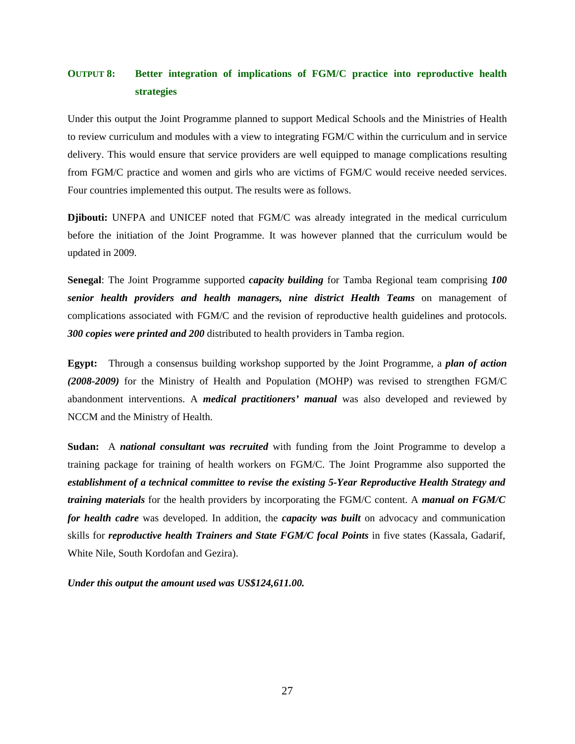## OUTPUT 8: Better integration of implications of FGM/C practice into reproductive health strategies

Under this output the Joint Programme planned to support Medical Schools and the Ministries of Health to review curriculum and modules with a view to integrating FGM/C within the curriculum and in service delivery. This would ensure that service providers are well equipped to manage complications resulting from FGM/C practice and women and girls who are victims of FGM/C would receive needed services. Four countries implemented this output. The results were as follows.

**Djibouti:** UNFPA and UNICEF noted that FGM/C was already integrated in the medical curriculum before the initiation of the Joint Programme. It was however planned that the curriculum would be updated in 2009.

**Senegal**: The Joint Programme supported ***capacity building*** for Tamba Regional team comprising ***100 senior health providers and health managers, nine district Health Teams*** on management of complications associated with FGM/C and the revision of reproductive health guidelines and protocols. ***300 copies were printed and 200*** distributed to health providers in Tamba region.

**Egypt:** Through a consensus building workshop supported by the Joint Programme, a ***plan of action (2008-2009)*** for the Ministry of Health and Population (MOHP) was revised to strengthen FGM/C abandonment interventions. A ***medical practitioners' manual*** was also developed and reviewed by NCCM and the Ministry of Health.

**Sudan:** A ***national consultant was recruited*** with funding from the Joint Programme to develop a training package for training of health workers on FGM/C. The Joint Programme also supported the ***establishment of a technical committee to revise the existing 5-Year Reproductive Health Strategy and training materials*** for the health providers by incorporating the FGM/C content. A ***manual on FGM/C for health cadre*** was developed. In addition, the ***capacity was built*** on advocacy and communication skills for ***reproductive health Trainers and State FGM/C focal Points*** in five states (Kassala, Gadarif, White Nile, South Kordofan and Gezira).

***Under this output the amount used was US$124,611.00.***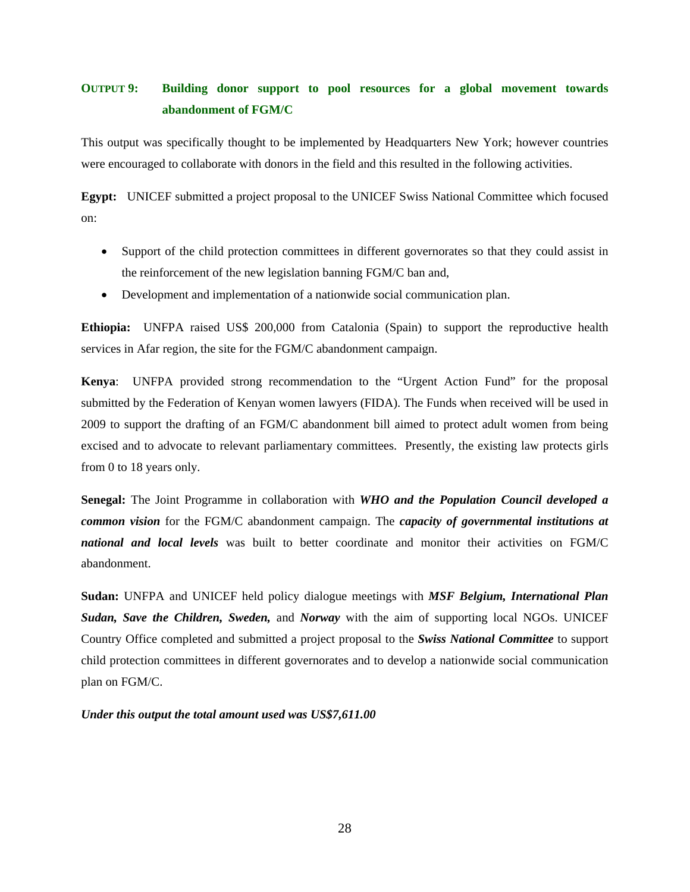## OUTPUT 9: Building donor support to pool resources for a global movement towards abandonment of FGM/C

This output was specifically thought to be implemented by Headquarters New York; however countries were encouraged to collaborate with donors in the field and this resulted in the following activities.

**Egypt:** UNICEF submitted a project proposal to the UNICEF Swiss National Committee which focused on:

- Support of the child protection committees in different governorates so that they could assist in the reinforcement of the new legislation banning FGM/C ban and,
- Development and implementation of a nationwide social communication plan.

**Ethiopia:** UNFPA raised US$ 200,000 from Catalonia (Spain) to support the reproductive health services in Afar region, the site for the FGM/C abandonment campaign.

**Kenya**: UNFPA provided strong recommendation to the "Urgent Action Fund" for the proposal submitted by the Federation of Kenyan women lawyers (FIDA). The Funds when received will be used in 2009 to support the drafting of an FGM/C abandonment bill aimed to protect adult women from being excised and to advocate to relevant parliamentary committees. Presently, the existing law protects girls from 0 to 18 years only.

**Senegal:** The Joint Programme in collaboration with ***WHO and the Population Council developed a common vision*** for the FGM/C abandonment campaign. The ***capacity of governmental institutions at national and local levels*** was built to better coordinate and monitor their activities on FGM/C abandonment.

**Sudan:** UNFPA and UNICEF held policy dialogue meetings with ***MSF Belgium, International Plan Sudan, Save the Children, Sweden,*** and ***Norway*** with the aim of supporting local NGOs. UNICEF Country Office completed and submitted a project proposal to the ***Swiss National Committee*** to support child protection committees in different governorates and to develop a nationwide social communication plan on FGM/C.

***Under this output the total amount used was US$7,611.00***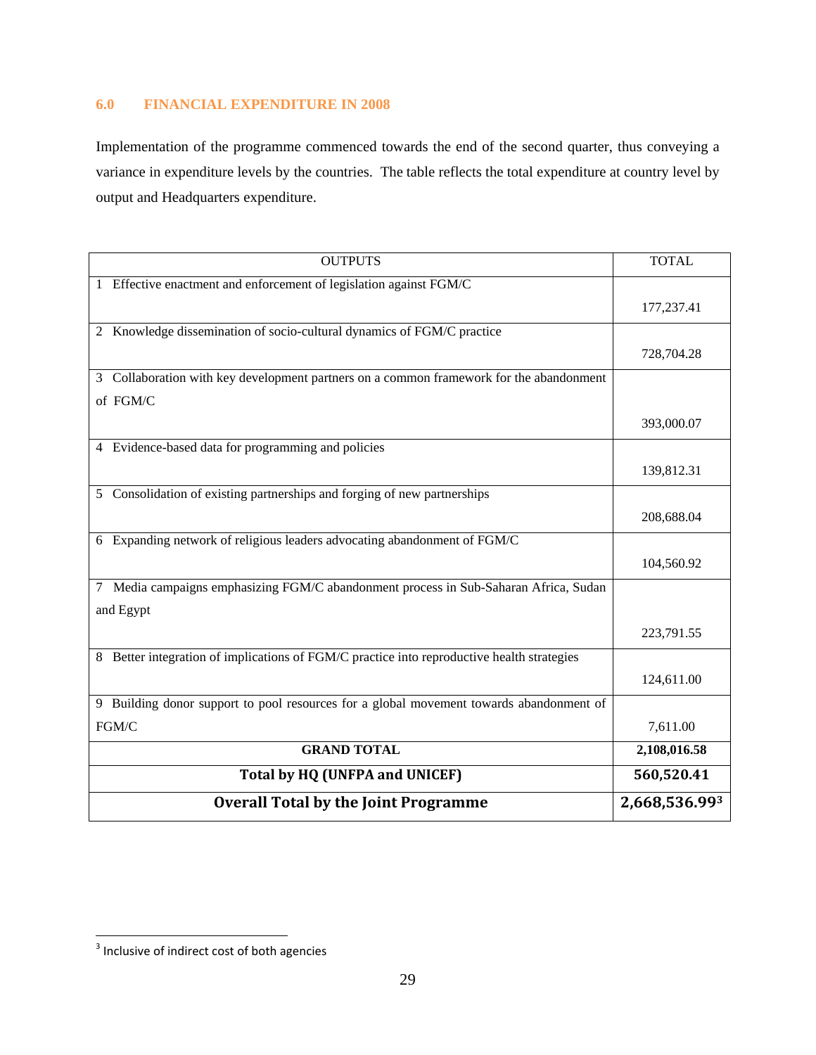## 6.0 FINANCIAL EXPENDITURE IN 2008

Implementation of the programme commenced towards the end of the second quarter, thus conveying a variance in expenditure levels by the countries. The table reflects the total expenditure at country level by output and Headquarters expenditure.

| OUTPUTS | TOTAL |
|---|---|
| 1 Effective enactment and enforcement of legislation against FGM/C | 177,237.41 |
| 2 Knowledge dissemination of socio-cultural dynamics of FGM/C practice | 728,704.28 |
| 3 Collaboration with key development partners on a common framework for the abandonment of FGM/C | 393,000.07 |
| 4 Evidence-based data for programming and policies | 139,812.31 |
| 5 Consolidation of existing partnerships and forging of new partnerships | 208,688.04 |
| 6 Expanding network of religious leaders advocating abandonment of FGM/C | 104,560.92 |
| 7 Media campaigns emphasizing FGM/C abandonment process in Sub-Saharan Africa, Sudan and Egypt | 223,791.55 |
| 8 Better integration of implications of FGM/C practice into reproductive health strategies | 124,611.00 |
| 9 Building donor support to pool resources for a global movement towards abandonment of FGM/C | 7,611.00 |
| **GRAND TOTAL** | **2,108,016.58** |
| **Total by HQ (UNFPA and UNICEF)** | **560,520.41** |
| **Overall Total by the Joint Programme** | **2,668,536.99**[3] |

[3] Inclusive of indirect cost of both agencies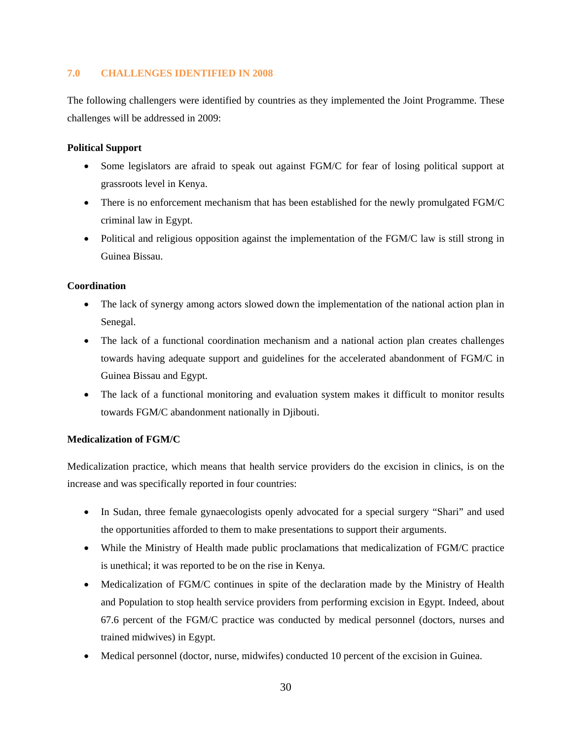## 7.0 CHALLENGES IDENTIFIED IN 2008

The following challengers were identified by countries as they implemented the Joint Programme. These challenges will be addressed in 2009:

**Political Support**

- Some legislators are afraid to speak out against FGM/C for fear of losing political support at grassroots level in Kenya.
- There is no enforcement mechanism that has been established for the newly promulgated FGM/C criminal law in Egypt.
- Political and religious opposition against the implementation of the FGM/C law is still strong in Guinea Bissau.

**Coordination**

- The lack of synergy among actors slowed down the implementation of the national action plan in Senegal.
- The lack of a functional coordination mechanism and a national action plan creates challenges towards having adequate support and guidelines for the accelerated abandonment of FGM/C in Guinea Bissau and Egypt.
- The lack of a functional monitoring and evaluation system makes it difficult to monitor results towards FGM/C abandonment nationally in Djibouti.

**Medicalization of FGM/C**

Medicalization practice, which means that health service providers do the excision in clinics, is on the increase and was specifically reported in four countries:

- In Sudan, three female gynaecologists openly advocated for a special surgery "Shari" and used the opportunities afforded to them to make presentations to support their arguments.
- While the Ministry of Health made public proclamations that medicalization of FGM/C practice is unethical; it was reported to be on the rise in Kenya.
- Medicalization of FGM/C continues in spite of the declaration made by the Ministry of Health and Population to stop health service providers from performing excision in Egypt. Indeed, about 67.6 percent of the FGM/C practice was conducted by medical personnel (doctors, nurses and trained midwives) in Egypt.
- Medical personnel (doctor, nurse, midwifes) conducted 10 percent of the excision in Guinea.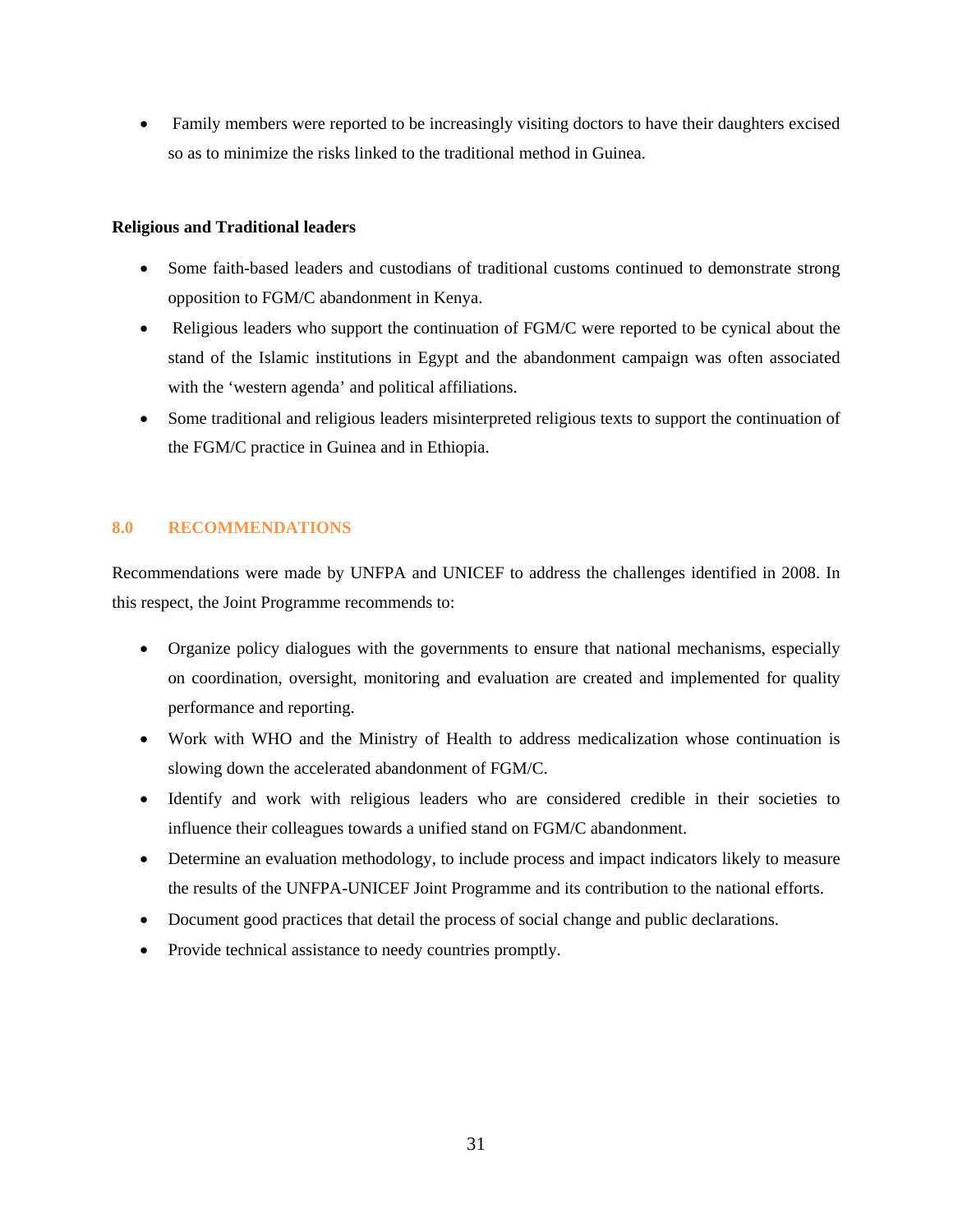- Family members were reported to be increasingly visiting doctors to have their daughters excised so as to minimize the risks linked to the traditional method in Guinea.

**Religious and Traditional leaders**

- Some faith-based leaders and custodians of traditional customs continued to demonstrate strong opposition to FGM/C abandonment in Kenya.
- Religious leaders who support the continuation of FGM/C were reported to be cynical about the stand of the Islamic institutions in Egypt and the abandonment campaign was often associated with the 'western agenda' and political affiliations.
- Some traditional and religious leaders misinterpreted religious texts to support the continuation of the FGM/C practice in Guinea and in Ethiopia.

## 8.0 RECOMMENDATIONS

Recommendations were made by UNFPA and UNICEF to address the challenges identified in 2008. In this respect, the Joint Programme recommends to:

- Organize policy dialogues with the governments to ensure that national mechanisms, especially on coordination, oversight, monitoring and evaluation are created and implemented for quality performance and reporting.
- Work with WHO and the Ministry of Health to address medicalization whose continuation is slowing down the accelerated abandonment of FGM/C.
- Identify and work with religious leaders who are considered credible in their societies to influence their colleagues towards a unified stand on FGM/C abandonment.
- Determine an evaluation methodology, to include process and impact indicators likely to measure the results of the UNFPA-UNICEF Joint Programme and its contribution to the national efforts.
- Document good practices that detail the process of social change and public declarations.
- Provide technical assistance to needy countries promptly.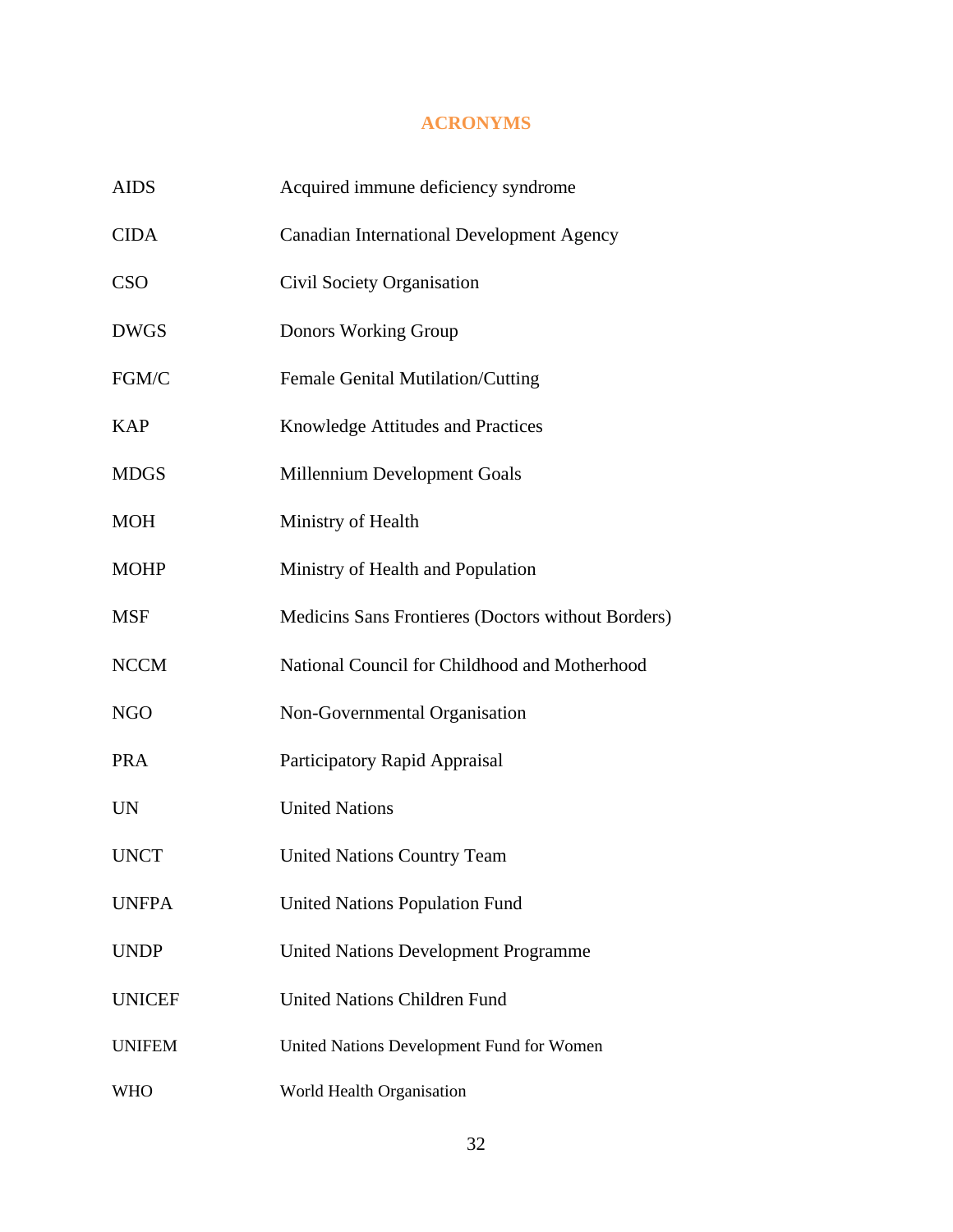## ACRONYMS

| | |
|---|---|
| AIDS | Acquired immune deficiency syndrome |
| CIDA | Canadian International Development Agency |
| CSO | Civil Society Organisation |
| DWGS | Donors Working Group |
| FGM/C | Female Genital Mutilation/Cutting |
| KAP | Knowledge Attitudes and Practices |
| MDGS | Millennium Development Goals |
| MOH | Ministry of Health |
| MOHP | Ministry of Health and Population |
| MSF | Medicins Sans Frontieres (Doctors without Borders) |
| NCCM | National Council for Childhood and Motherhood |
| NGO | Non-Governmental Organisation |
| PRA | Participatory Rapid Appraisal |
| UN | United Nations |
| UNCT | United Nations Country Team |
| UNFPA | United Nations Population Fund |
| UNDP | United Nations Development Programme |
| UNICEF | United Nations Children Fund |
| UNIFEM | United Nations Development Fund for Women |
| WHO | World Health Organisation |